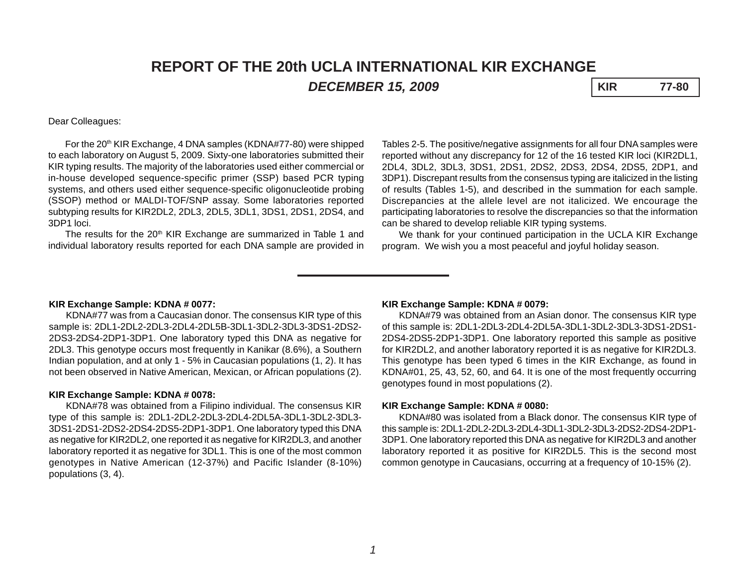# REPORT OF THE 20th UCLA INTERNATIONAL KIR EXCHANGE

***DECEMBER 15, 2009***

| KIR | 77-80 |
|---|---|

Dear Colleagues:

For the 20[th] KIR Exchange, 4 DNA samples (KDNA#77-80) were shipped to each laboratory on August 5, 2009. Sixty-one laboratories submitted their KIR typing results. The majority of the laboratories used either commercial or in-house developed sequence-specific primer (SSP) based PCR typing systems, and others used either sequence-specific oligonucleotide probing (SSOP) method or MALDI-TOF/SNP assay. Some laboratories reported subtyping results for KIR2DL2, 2DL3, 2DL5, 3DL1, 3DS1, 2DS1, 2DS4, and 3DP1 loci.

The results for the 20[th] KIR Exchange are summarized in Table 1 and individual laboratory results reported for each DNA sample are provided in Tables 2-5. The positive/negative assignments for all four DNA samples were reported without any discrepancy for 12 of the 16 tested KIR loci (KIR2DL1, 2DL4, 3DL2, 3DL3, 3DS1, 2DS1, 2DS2, 2DS3, 2DS4, 2DS5, 2DP1, and 3DP1). Discrepant results from the consensus typing are italicized in the listing of results (Tables 1-5), and described in the summation for each sample. Discrepancies at the allele level are not italicized. We encourage the participating laboratories to resolve the discrepancies so that the information can be shared to develop reliable KIR typing systems.

We thank for your continued participation in the UCLA KIR Exchange program. We wish you a most peaceful and joyful holiday season.

---

**KIR Exchange Sample: KDNA # 0077:**

KDNA#77 was from a Caucasian donor. The consensus KIR type of this sample is: 2DL1-2DL2-2DL3-2DL4-2DL5B-3DL1-3DL2-3DL3-3DS1-2DS2-2DS3-2DS4-2DP1-3DP1. One laboratory typed this DNA as negative for 2DL3. This genotype occurs most frequently in Kanikar (8.6%), a Southern Indian population, and at only 1 - 5% in Caucasian populations (1, 2). It has not been observed in Native American, Mexican, or African populations (2).

**KIR Exchange Sample: KDNA # 0078:**

KDNA#78 was obtained from a Filipino individual. The consensus KIR type of this sample is: 2DL1-2DL2-2DL3-2DL4-2DL5A-3DL1-3DL2-3DL3-3DS1-2DS1-2DS2-2DS4-2DS5-2DP1-3DP1. One laboratory typed this DNA as negative for KIR2DL2, one reported it as negative for KIR2DL3, and another laboratory reported it as negative for 3DL1. This is one of the most common genotypes in Native American (12-37%) and Pacific Islander (8-10%) populations (3, 4).

**KIR Exchange Sample: KDNA # 0079:**

KDNA#79 was obtained from an Asian donor. The consensus KIR type of this sample is: 2DL1-2DL3-2DL4-2DL5A-3DL1-3DL2-3DL3-3DS1-2DS1-2DS4-2DS5-2DP1-3DP1. One laboratory reported this sample as positive for KIR2DL2, and another laboratory reported it is as negative for KIR2DL3. This genotype has been typed 6 times in the KIR Exchange, as found in KDNA#01, 25, 43, 52, 60, and 64. It is one of the most frequently occurring genotypes found in most populations (2).

**KIR Exchange Sample: KDNA # 0080:**

KDNA#80 was isolated from a Black donor. The consensus KIR type of this sample is: 2DL1-2DL2-2DL3-2DL4-3DL1-3DL2-3DL3-2DS2-2DS4-2DP1-3DP1. One laboratory reported this DNA as negative for KIR2DL3 and another laboratory reported it as positive for KIR2DL5. This is the second most common genotype in Caucasians, occurring at a frequency of 10-15% (2).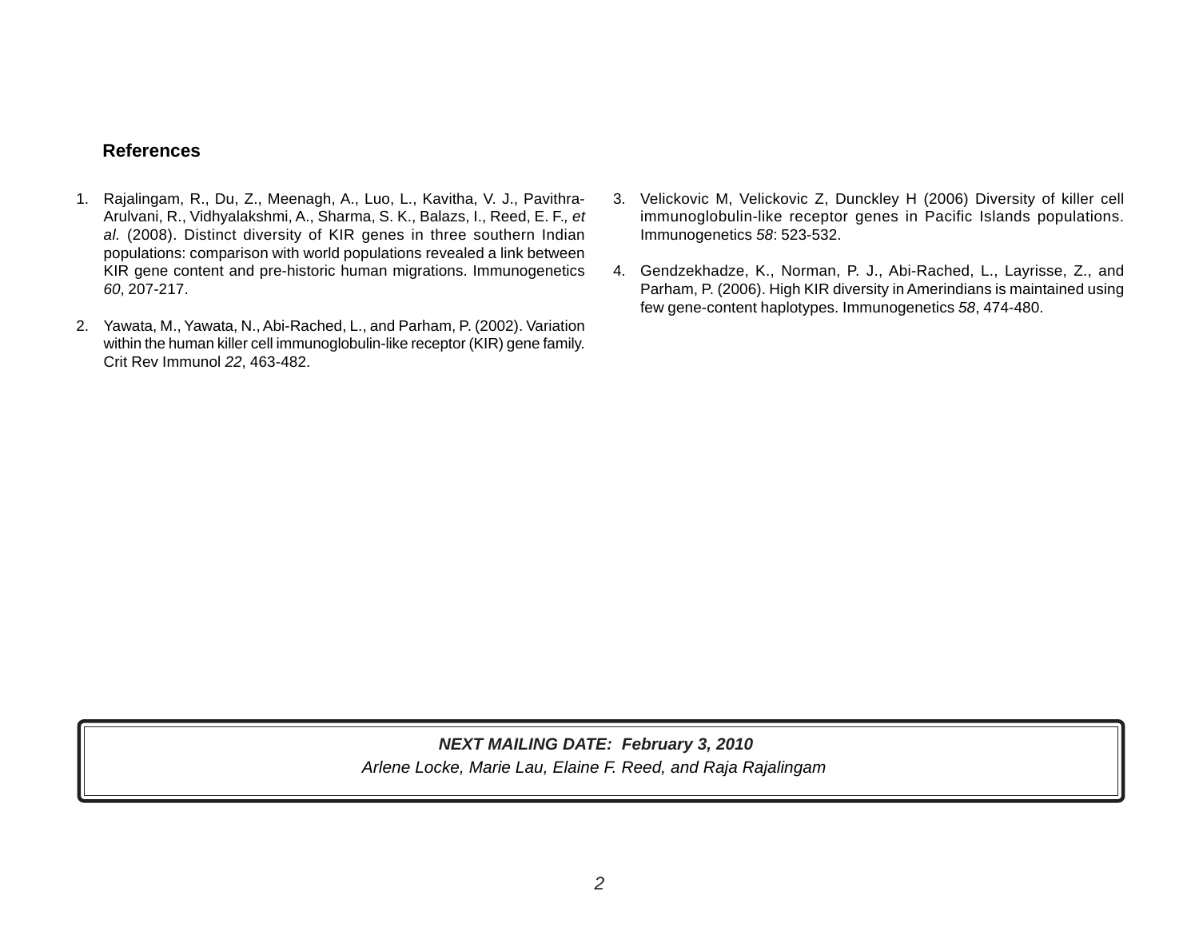### References

1. Rajalingam, R., Du, Z., Meenagh, A., Luo, L., Kavitha, V. J., Pavithra-Arulvani, R., Vidhyalakshmi, A., Sharma, S. K., Balazs, I., Reed, E. F.*, et al.* (2008). Distinct diversity of KIR genes in three southern Indian populations: comparison with world populations revealed a link between KIR gene content and pre-historic human migrations. Immunogenetics *60*, 207-217.

2. Yawata, M., Yawata, N., Abi-Rached, L., and Parham, P. (2002). Variation within the human killer cell immunoglobulin-like receptor (KIR) gene family. Crit Rev Immunol *22*, 463-482.

3. Velickovic M, Velickovic Z, Dunckley H (2006) Diversity of killer cell immunoglobulin-like receptor genes in Pacific Islands populations. Immunogenetics *58*: 523-532.

4. Gendzekhadze, K., Norman, P. J., Abi-Rached, L., Layrisse, Z., and Parham, P. (2006). High KIR diversity in Amerindians is maintained using few gene-content haplotypes. Immunogenetics *58*, 474-480.

***NEXT MAILING DATE: February 3, 2010***

*Arlene Locke, Marie Lau, Elaine F. Reed, and Raja Rajalingam*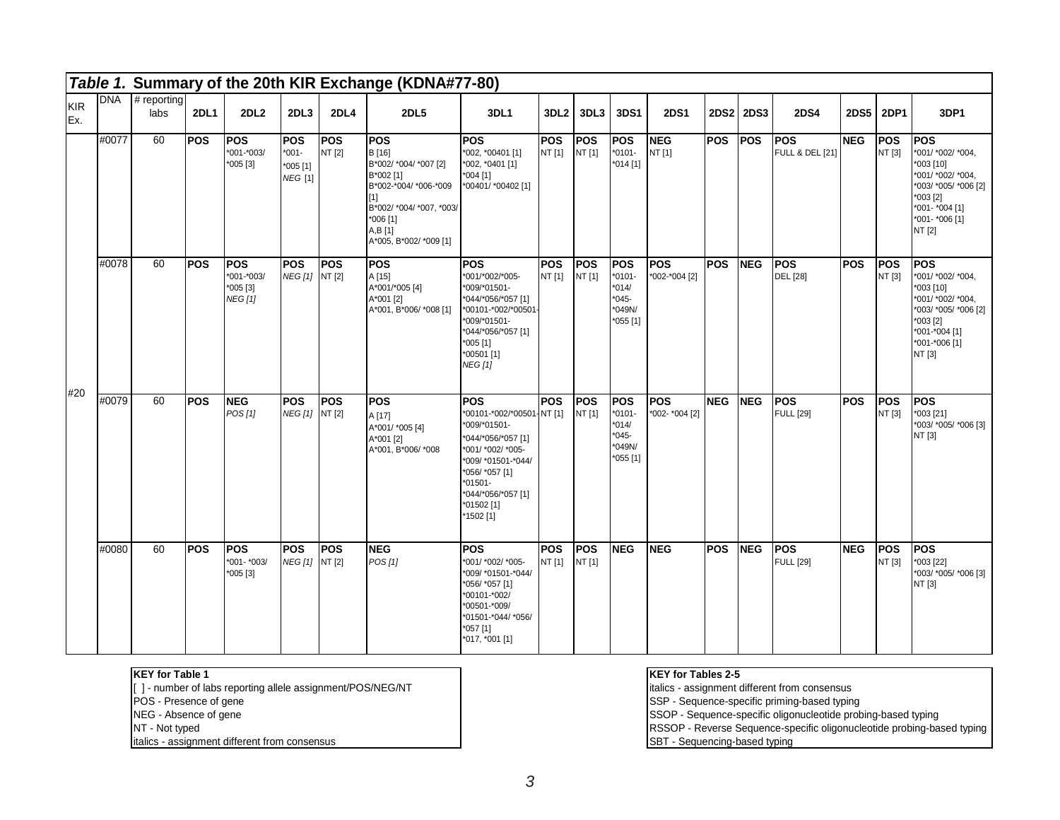## *Table 1.* Summary of the 20th KIR Exchange (KDNA#77-80)

| KIR Ex. | DNA | # reporting labs | 2DL1 | 2DL2 | 2DL3 | 2DL4 | 2DL5 | 3DL1 | 3DL2 | 3DL3 | 3DS1 | 2DS1 | 2DS2 | 2DS3 | 2DS4 | 2DS5 | 2DP1 | 3DP1 |
|---|---|---|---|---|---|---|---|---|---|---|---|---|---|---|---|---|---|---|
| #20 | #0077 | 60 | **POS** | **POS**<br>*001-*003/ *005 [3] | **POS**<br>*001- *005 [1]<br>*NEG* [1] | **POS**<br>NT [2] | **POS**<br>B [16]<br>B*002/ *004/ *007 [2]<br>B*002 [1]<br>B*002-*004/ *006-*009 [1]<br>B*002/ *004/ *007, *003/ *006 [1]<br>A,B [1]<br>A*005, B*002/ *009 [1] | **POS**<br>*002, *00401 [1]<br>*002, *0401 [1]<br>*004 [1]<br>*00401/ *00402 [1] | **POS**<br>NT [1] | **POS**<br>NT [1] | **POS**<br>*0101- *014 [1] | **NEG**<br>NT [1] | **POS** | **POS** | **POS**<br>FULL & DEL [21] | **NEG** | **POS**<br>NT [3] | **POS**<br>*001/ *002/ *004, *003 [10]<br>*001/ *002/ *004, *003/ *005/ *006 [2]<br>*003 [2]<br>*001- *004 [1]<br>*001- *006 [1]<br>NT [2] |
| | #0078 | 60 | **POS** | **POS**<br>*001-*003/ *005 [3]<br>*NEG [1]* | **POS**<br>*NEG [1]* | **POS**<br>NT [2] | **POS**<br>A [15]<br>A*001/*005 [4]<br>A*001 [2]<br>A*001, B*006/ *008 [1] | **POS**<br>*001/*002/*005-*009/*01501-*044/*056/*057 [1]<br>*00101-*002/*00501-*009/*01501-*044/*056/*057 [1]<br>*005 [1]<br>*00501 [1]<br>*NEG [1]* | **POS**<br>NT [1] | **POS**<br>NT [1] | **POS**<br>*0101- *014/ *045- *049N/ *055 [1] | **POS**<br>*002-*004 [2] | **POS** | **NEG** | **POS**<br>DEL [28] | **POS** | **POS**<br>NT [3] | **POS**<br>*001/ *002/ *004, *003 [10]<br>*001/ *002/ *004, *003/ *005/ *006 [2]<br>*003 [2]<br>*001-*004 [1]<br>*001-*006 [1]<br>NT [3] |
| | #0079 | 60 | **POS** | **NEG**<br>*POS [1]* | **POS**<br>*NEG [1]* | **POS**<br>NT [2] | **POS**<br>A [17]<br>A*001/ *005 [4]<br>A*001 [2]<br>A*001, B*006/ *008 | **POS**<br>*00101-*002/*00501-*009/*01501-*044/*056/*057 [1]<br>*001/ *002/ *005-*009/ *01501-*044/ *056/ *057 [1]<br>*01501-*044/*056/*057 [1]<br>*01502 [1]<br>*1502 [1] | **POS**<br>NT [1] | **POS**<br>NT [1] | **POS**<br>*0101- *014/ *045- *049N/ *055 [1] | **POS**<br>*002- *004 [2] | **NEG** | **NEG** | **POS**<br>FULL [29] | **POS** | **POS**<br>NT [3] | **POS**<br>*003 [21]<br>*003/ *005/ *006 [3]<br>NT [3] |
| | #0080 | 60 | **POS** | **POS**<br>*001- *003/ *005 [3] | **POS**<br>*NEG [1]* | **POS**<br>NT [2] | **NEG**<br>*POS [1]* | **POS**<br>*001/ *002/ *005-*009/ *01501-*044/ *056/ *057 [1]<br>*00101-*002/ *00501-*009/ *01501-*044/ *056/ *057 [1]<br>*017, *001 [1] | **POS**<br>NT [1] | **POS**<br>NT [1] | **NEG** | **NEG** | **POS** | **NEG** | **POS**<br>FULL [29] | **NEG** | **POS**<br>NT [3] | **POS**<br>*003 [22]<br>*003/ *005/ *006 [3]<br>NT [3] |

**KEY for Table 1**
[ ] - number of labs reporting allele assignment/POS/NEG/NT
POS - Presence of gene
NEG - Absence of gene
NT - Not typed
italics - assignment different from consensus

**KEY for Tables 2-5**
italics - assignment different from consensus
SSP - Sequence-specific priming-based typing
SSOP - Sequence-specific oligonucleotide probing-based typing
RSSOP - Reverse Sequence-specific oligonucleotide probing-based typing
SBT - Sequencing-based typing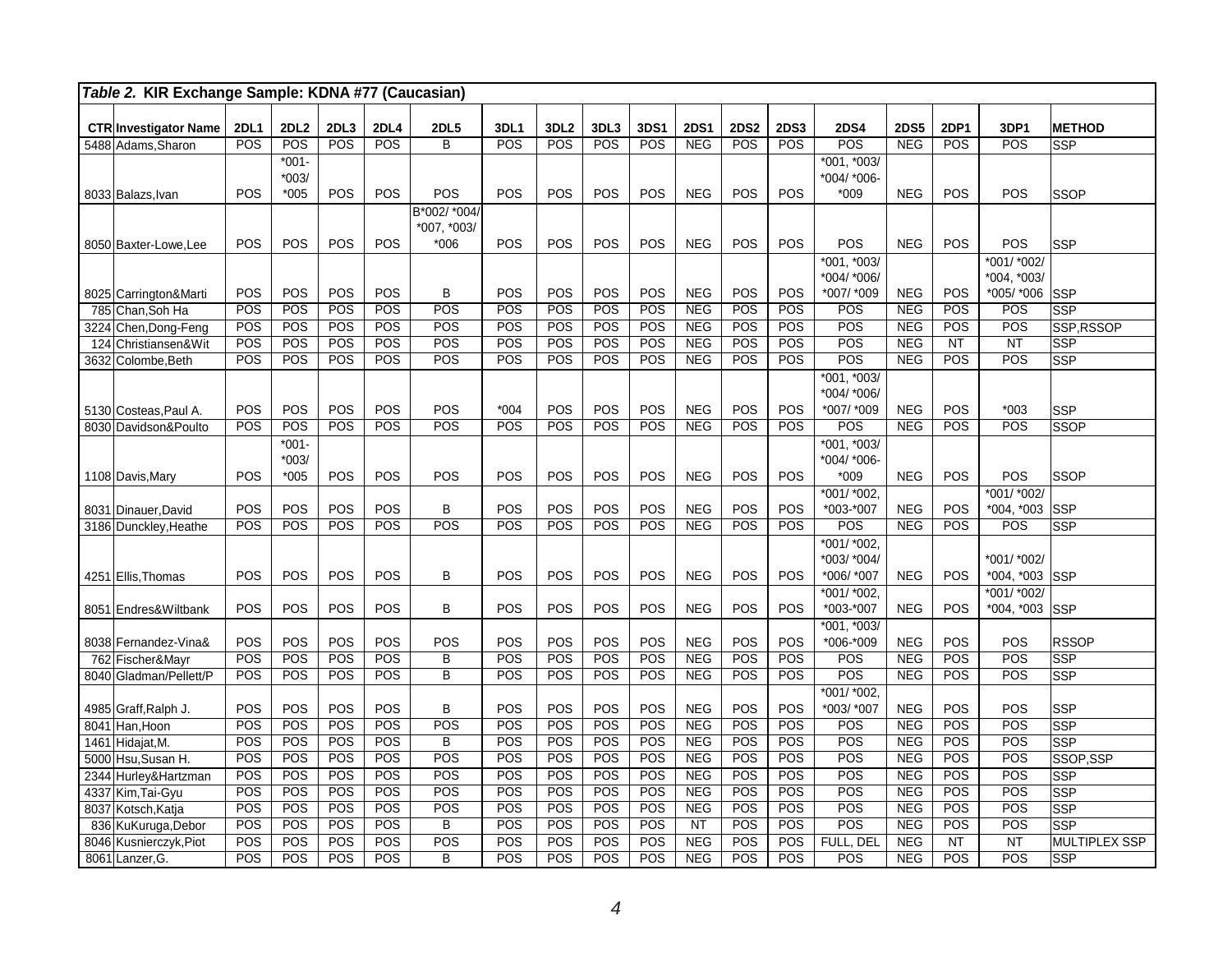*Table 2.* **KIR Exchange Sample: KDNA #77 (Caucasian)**

| CTR | Investigator Name | 2DL1 | 2DL2 | 2DL3 | 2DL4 | 2DL5 | 3DL1 | 3DL2 | 3DL3 | 3DS1 | 2DS1 | 2DS2 | 2DS3 | 2DS4 | 2DS5 | 2DP1 | 3DP1 | METHOD |
|---|---|---|---|---|---|---|---|---|---|---|---|---|---|---|---|---|---|---|
| 5488 | Adams,Sharon | POS | POS | POS | POS | B | POS | POS | POS | POS | NEG | POS | POS | POS | NEG | POS | POS | SSP |
| 8033 | Balazs,Ivan | POS | *001- *003/ *005 | POS | POS | POS | POS | POS | POS | POS | NEG | POS | POS | *001, *003/ *004/ *006- *009 | NEG | POS | POS | SSOP |
| 8050 | Baxter-Lowe,Lee | POS | POS | POS | POS | B*002/ *004/ *007, *003/ *006 | POS | POS | POS | POS | NEG | POS | POS | POS | NEG | POS | POS | SSP |
| 8025 | Carrington&Marti | POS | POS | POS | POS | B | POS | POS | POS | POS | NEG | POS | POS | *001, *003/ *004/ *006/ *007/ *009 | NEG | POS | *001/ *002/ *004, *003/ *005/ *006 | SSP |
| 785 | Chan,Soh Ha | POS | POS | POS | POS | POS | POS | POS | POS | POS | NEG | POS | POS | POS | NEG | POS | POS | SSP |
| 3224 | Chen,Dong-Feng | POS | POS | POS | POS | POS | POS | POS | POS | POS | NEG | POS | POS | POS | NEG | POS | POS | SSP,RSSOP |
| 124 | Christiansen&Wit | POS | POS | POS | POS | POS | POS | POS | POS | POS | NEG | POS | POS | POS | NEG | NT | NT | SSP |
| 3632 | Colombe,Beth | POS | POS | POS | POS | POS | POS | POS | POS | POS | NEG | POS | POS | POS | NEG | POS | POS | SSP |
| 5130 | Costeas,Paul A. | POS | POS | POS | POS | POS | *004 | POS | POS | POS | NEG | POS | POS | *001, *003/ *004/ *006/ *007/ *009 | NEG | POS | *003 | SSP |
| 8030 | Davidson&Poulto | POS | POS | POS | POS | POS | POS | POS | POS | POS | NEG | POS | POS | POS | NEG | POS | POS | SSOP |
| 1108 | Davis,Mary | POS | *001- *003/ *005 | POS | POS | POS | POS | POS | POS | POS | NEG | POS | POS | *001, *003/ *004/ *006- *009 | NEG | POS | POS | SSOP |
| 8031 | Dinauer,David | POS | POS | POS | POS | B | POS | POS | POS | POS | NEG | POS | POS | *001/ *002, *003-*007 | NEG | POS | *001/ *002/ *004, *003 | SSP |
| 3186 | Dunckley,Heathe | POS | POS | POS | POS | POS | POS | POS | POS | POS | NEG | POS | POS | POS | NEG | POS | POS | SSP |
| 4251 | Ellis,Thomas | POS | POS | POS | POS | B | POS | POS | POS | POS | NEG | POS | POS | *001/ *002, *003/ *004/ *006/ *007 | NEG | POS | *001/ *002/ *004, *003 | SSP |
| 8051 | Endres&Wiltbank | POS | POS | POS | POS | B | POS | POS | POS | POS | NEG | POS | POS | *001/ *002, *003-*007 | NEG | POS | *001/ *002/ *004, *003 | SSP |
| 8038 | Fernandez-Vina& | POS | POS | POS | POS | POS | POS | POS | POS | POS | NEG | POS | POS | *001, *003/ *006-*009 | NEG | POS | POS | RSSOP |
| 762 | Fischer&Mayr | POS | POS | POS | POS | B | POS | POS | POS | POS | NEG | POS | POS | POS | NEG | POS | POS | SSP |
| 8040 | Gladman/Pellett/P | POS | POS | POS | POS | B | POS | POS | POS | POS | NEG | POS | POS | POS | NEG | POS | POS | SSP |
| 4985 | Graff,Ralph J. | POS | POS | POS | POS | B | POS | POS | POS | POS | NEG | POS | POS | *001/ *002, *003/ *007 | NEG | POS | POS | SSP |
| 8041 | Han,Hoon | POS | POS | POS | POS | POS | POS | POS | POS | POS | NEG | POS | POS | POS | NEG | POS | POS | SSP |
| 1461 | Hidajat,M. | POS | POS | POS | POS | B | POS | POS | POS | POS | NEG | POS | POS | POS | NEG | POS | POS | SSP |
| 5000 | Hsu,Susan H. | POS | POS | POS | POS | POS | POS | POS | POS | POS | NEG | POS | POS | POS | NEG | POS | POS | SSOP,SSP |
| 2344 | Hurley&Hartzman | POS | POS | POS | POS | POS | POS | POS | POS | POS | NEG | POS | POS | POS | NEG | POS | POS | SSP |
| 4337 | Kim,Tai-Gyu | POS | POS | POS | POS | POS | POS | POS | POS | POS | NEG | POS | POS | POS | NEG | POS | POS | SSP |
| 8037 | Kotsch,Katja | POS | POS | POS | POS | POS | POS | POS | POS | POS | NEG | POS | POS | POS | NEG | POS | POS | SSP |
| 836 | KuKuruga,Debor | POS | POS | POS | POS | B | POS | POS | POS | POS | NT | POS | POS | POS | NEG | POS | POS | SSP |
| 8046 | Kusnierczyk,Piot | POS | POS | POS | POS | POS | POS | POS | POS | POS | NEG | POS | POS | FULL, DEL | NEG | NT | NT | MULTIPLEX SSP |
| 8061 | Lanzer,G. | POS | POS | POS | POS | B | POS | POS | POS | POS | NEG | POS | POS | POS | NEG | POS | POS | SSP |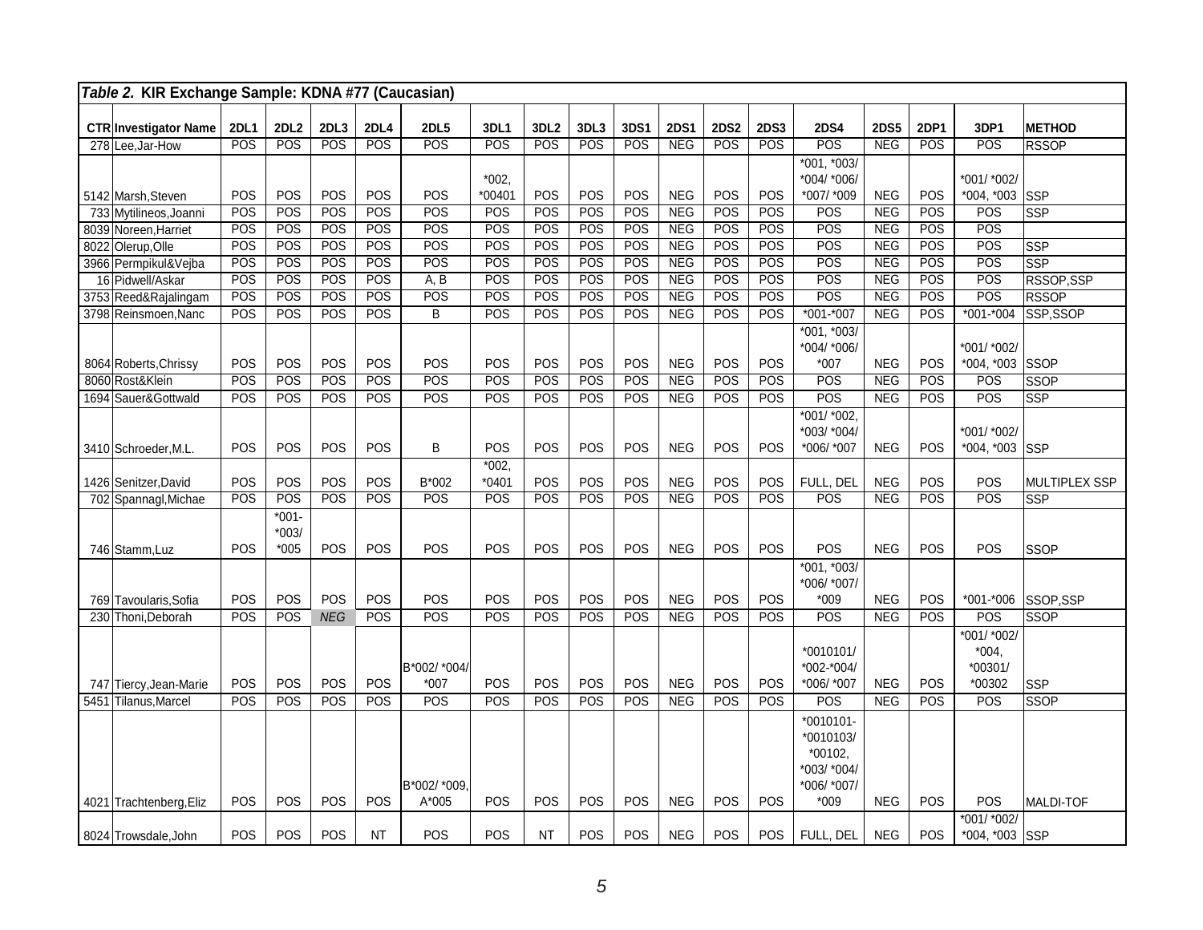*Table 2.* **KIR Exchange Sample: KDNA #77 (Caucasian)**

| CTR | Investigator Name | 2DL1 | 2DL2 | 2DL3 | 2DL4 | 2DL5 | 3DL1 | 3DL2 | 3DL3 | 3DS1 | 2DS1 | 2DS2 | 2DS3 | 2DS4 | 2DS5 | 2DP1 | 3DP1 | METHOD |
|---|---|---|---|---|---|---|---|---|---|---|---|---|---|---|---|---|---|---|
| 278 | Lee,Jar-How | POS | POS | POS | POS | POS | POS | POS | POS | POS | NEG | POS | POS | POS | NEG | POS | POS | RSSOP |
| 5142 | Marsh,Steven | POS | POS | POS | POS | POS | *002, *00401 | POS | POS | POS | NEG | POS | POS | *001, *003/ *004/ *006/ *007/ *009 | NEG | POS | *001/ *002/ *004, *003 | SSP |
| 733 | Mytilineos,Joanni | POS | POS | POS | POS | POS | POS | POS | POS | POS | NEG | POS | POS | POS | NEG | POS | POS | SSP |
| 8039 | Noreen,Harriet | POS | POS | POS | POS | POS | POS | POS | POS | POS | NEG | POS | POS | POS | NEG | POS | POS | |
| 8022 | Olerup,Olle | POS | POS | POS | POS | POS | POS | POS | POS | POS | NEG | POS | POS | POS | NEG | POS | POS | SSP |
| 3966 | Permpikul&Vejba | POS | POS | POS | POS | POS | POS | POS | POS | POS | NEG | POS | POS | POS | NEG | POS | POS | SSP |
| 16 | Pidwell/Askar | POS | POS | POS | POS | A, B | POS | POS | POS | POS | NEG | POS | POS | POS | NEG | POS | POS | RSSOP,SSP |
| 3753 | Reed&Rajalingam | POS | POS | POS | POS | POS | POS | POS | POS | POS | NEG | POS | POS | POS | NEG | POS | POS | RSSOP |
| 3798 | Reinsmoen,Nanc | POS | POS | POS | POS | B | POS | POS | POS | POS | NEG | POS | POS | *001-*007 | NEG | POS | *001-*004 | SSP,SSOP |
| 8064 | Roberts,Chrissy | POS | POS | POS | POS | POS | POS | POS | POS | POS | NEG | POS | POS | *001, *003/ *004/ *006/ *007 | NEG | POS | *001/ *002/ *004, *003 | SSOP |
| 8060 | Rost&Klein | POS | POS | POS | POS | POS | POS | POS | POS | POS | NEG | POS | POS | POS | NEG | POS | POS | SSOP |
| 1694 | Sauer&Gottwald | POS | POS | POS | POS | POS | POS | POS | POS | POS | NEG | POS | POS | POS | NEG | POS | POS | SSP |
| 3410 | Schroeder,M.L. | POS | POS | POS | POS | B | POS | POS | POS | POS | NEG | POS | POS | *001/ *002, *003/ *004/ *006/ *007 | NEG | POS | *001/ *002/ *004, *003 | SSP |
| 1426 | Senitzer,David | POS | POS | POS | POS | B*002 | *002, *0401 | POS | POS | POS | NEG | POS | POS | FULL, DEL | NEG | POS | POS | MULTIPLEX SSP |
| 702 | Spannagl,Michae | POS | POS | POS | POS | POS | POS | POS | POS | POS | NEG | POS | POS | POS | NEG | POS | POS | SSP |
| 746 | Stamm,Luz | POS | *001- *003/ *005 | POS | POS | POS | POS | POS | POS | POS | NEG | POS | POS | POS | NEG | POS | POS | SSOP |
| 769 | Tavoularis,Sofia | POS | POS | POS | POS | POS | POS | POS | POS | POS | NEG | POS | POS | *001, *003/ *006/ *007/ *009 | NEG | POS | *001-*006 | SSOP,SSP |
| 230 | Thoni,Deborah | POS | POS | *NEG* | POS | POS | POS | POS | POS | POS | NEG | POS | POS | POS | NEG | POS | POS | SSOP |
| 747 | Tiercy,Jean-Marie | POS | POS | POS | POS | B*002/ *004/ *007 | POS | POS | POS | POS | NEG | POS | POS | *0010101/ *002-*004/ *006/ *007 | NEG | POS | *001/ *002/ *004, *00301/ *00302 | SSP |
| 5451 | Tilanus,Marcel | POS | POS | POS | POS | POS | POS | POS | POS | POS | NEG | POS | POS | POS | NEG | POS | POS | SSOP |
| 4021 | Trachtenberg,Eliz | POS | POS | POS | POS | B*002/ *009, A*005 | POS | POS | POS | POS | NEG | POS | POS | *0010101- *0010103/ *00102, *003/ *004/ *006/ *007/ *009 | NEG | POS | POS | MALDI-TOF |
| 8024 | Trowsdale,John | POS | POS | POS | NT | POS | POS | NT | POS | POS | NEG | POS | POS | FULL, DEL | NEG | POS | *001/ *002/ *004, *003 | SSP |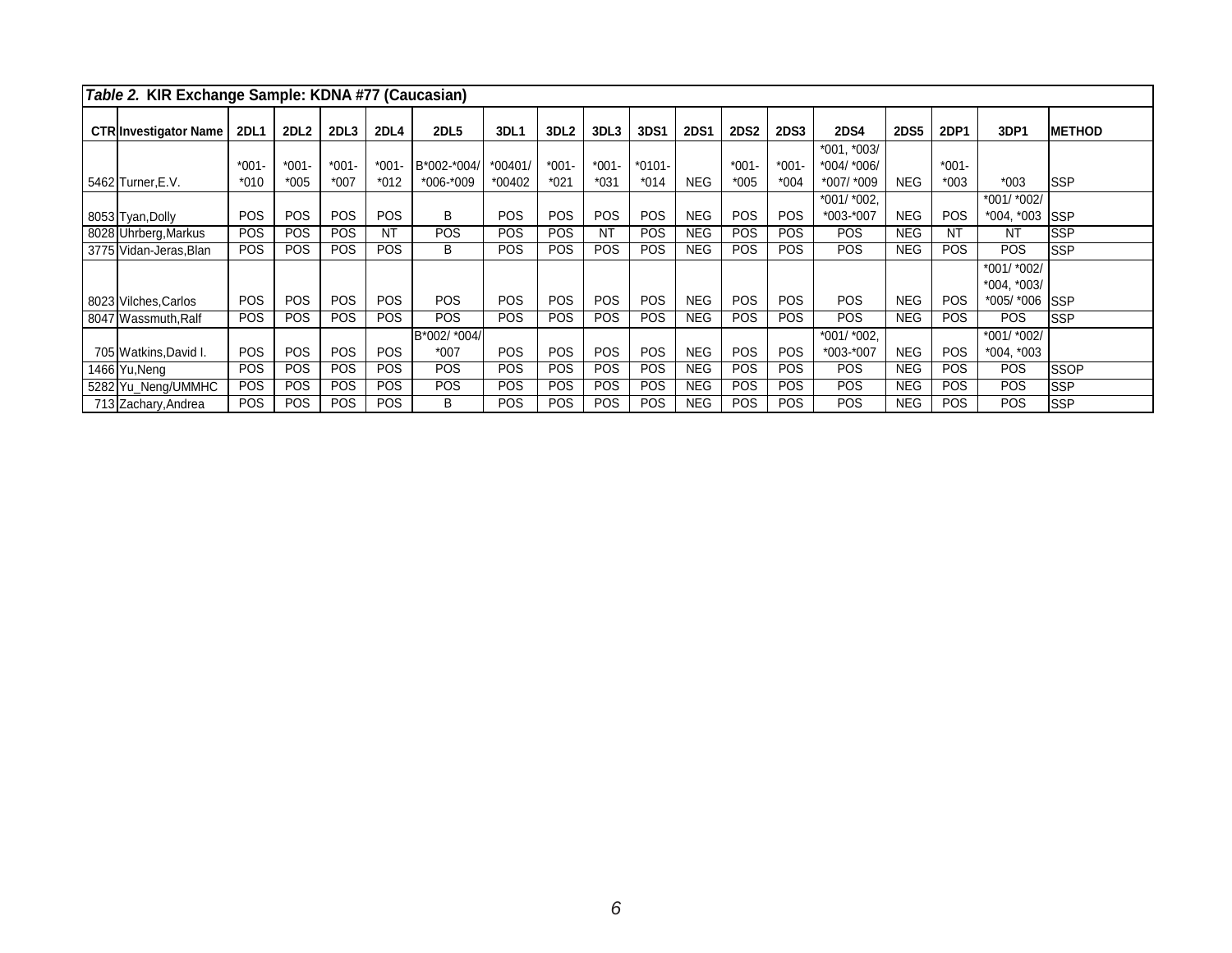**Table 2. KIR Exchange Sample: KDNA #77 (Caucasian)**

| CTR | Investigator Name | 2DL1 | 2DL2 | 2DL3 | 2DL4 | 2DL5 | 3DL1 | 3DL2 | 3DL3 | 3DS1 | 2DS1 | 2DS2 | 2DS3 | 2DS4 | 2DS5 | 2DP1 | 3DP1 | METHOD |
|---|---|---|---|---|---|---|---|---|---|---|---|---|---|---|---|---|---|---|
| 5462 | Turner,E.V. | *001-*010 | *001-*005 | *001-*007 | *001-*012 | B*002-*004/*006-*009 | *00401/*00402 | *001-*021 | *001-*031 | *0101-*014 | NEG | *001-*005 | *001-*004 | *001, *003/*004/ *006/*007/ *009 | NEG | *001-*003 | *003 | SSP |
| 8053 | Tyan,Dolly | POS | POS | POS | POS | B | POS | POS | POS | POS | NEG | POS | POS | *001/ *002, *003-*007 | NEG | POS | *001/ *002/*004, *003 | SSP |
| 8028 | Uhrberg,Markus | POS | POS | POS | NT | POS | POS | POS | NT | POS | NEG | POS | POS | POS | NEG | NT | NT | SSP |
| 3775 | Vidan-Jeras,Blan | POS | POS | POS | POS | B | POS | POS | POS | POS | NEG | POS | POS | POS | NEG | POS | POS | SSP |
| 8023 | Vilches,Carlos | POS | POS | POS | POS | POS | POS | POS | POS | POS | NEG | POS | POS | POS | NEG | POS | *001/ *002/*004, *003/*005/ *006 | SSP |
| 8047 | Wassmuth,Ralf | POS | POS | POS | POS | POS | POS | POS | POS | POS | NEG | POS | POS | POS | NEG | POS | POS | SSP |
| 705 | Watkins,David I. | POS | POS | POS | POS | B*002/ *004/*007 | POS | POS | POS | POS | NEG | POS | POS | *001/ *002, *003-*007 | NEG | POS | *001/ *002/*004, *003 | |
| 1466 | Yu,Neng | POS | POS | POS | POS | POS | POS | POS | POS | POS | NEG | POS | POS | POS | NEG | POS | POS | SSOP |
| 5282 | Yu_Neng/UMMHC | POS | POS | POS | POS | POS | POS | POS | POS | POS | NEG | POS | POS | POS | NEG | POS | POS | SSP |
| 713 | Zachary,Andrea | POS | POS | POS | POS | B | POS | POS | POS | POS | NEG | POS | POS | POS | NEG | POS | POS | SSP |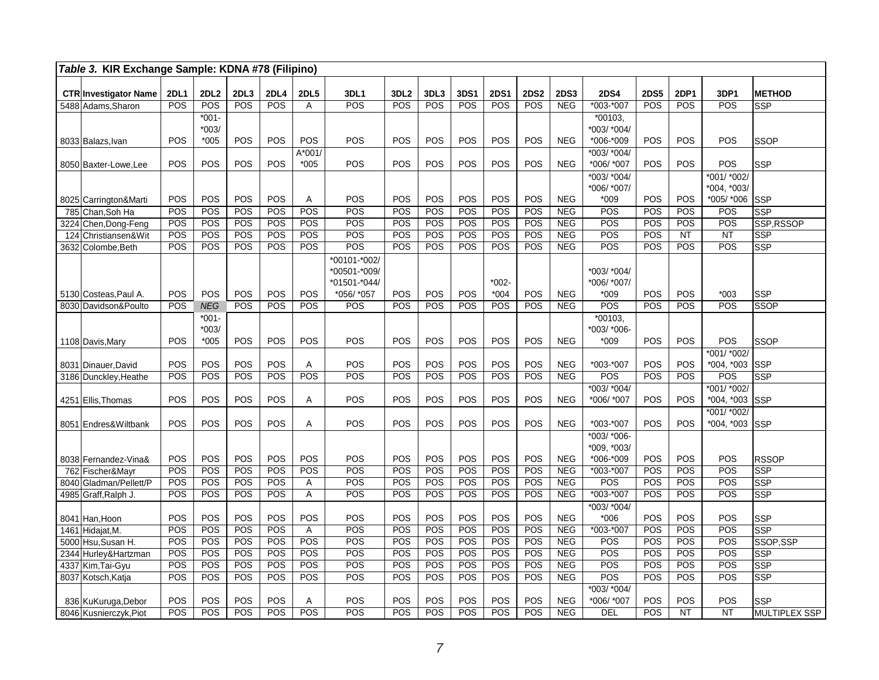| *Table 3.* **KIR Exchange Sample: KDNA #78 (Filipino)** | | | | | | | | | | | | | | | | | | | |
|---|---|---|---|---|---|---|---|---|---|---|---|---|---|---|---|---|---|---|---|
| **CTR** | **Investigator Name** | **2DL1** | **2DL2** | **2DL3** | **2DL4** | **2DL5** | **3DL1** | **3DL2** | **3DL3** | **3DS1** | **2DS1** | **2DS2** | **2DS3** | **2DS4** | **2DS5** | **2DP1** | **3DP1** | **METHOD** |
| 5488 | Adams,Sharon | POS | POS | POS | POS | A | POS | POS | POS | POS | POS | POS | NEG | *003-*007 | POS | POS | POS | SSP |
| 8033 | Balazs,Ivan | POS | *001-*003/*005 | POS | POS | POS | POS | POS | POS | POS | POS | POS | NEG | *00103, *003/ *004/ *006-*009 | POS | POS | POS | SSOP |
| 8050 | Baxter-Lowe,Lee | POS | POS | POS | POS | A*001/ *005 | POS | POS | POS | POS | POS | POS | NEG | *003/ *004/ *006/ *007 | POS | POS | POS | SSP |
| 8025 | Carrington&Marti | POS | POS | POS | POS | A | POS | POS | POS | POS | POS | POS | NEG | *003/ *004/ *006/ *007/ *009 | POS | POS | *001/ *002/ *004, *003/ *005/ *006 | SSP |
| 785 | Chan,Soh Ha | POS | POS | POS | POS | POS | POS | POS | POS | POS | POS | POS | NEG | POS | POS | POS | POS | SSP |
| 3224 | Chen,Dong-Feng | POS | POS | POS | POS | POS | POS | POS | POS | POS | POS | POS | NEG | POS | POS | POS | POS | SSP,RSSOP |
| 124 | Christiansen&Wit | POS | POS | POS | POS | POS | POS | POS | POS | POS | POS | POS | NEG | POS | POS | NT | NT | SSP |
| 3632 | Colombe,Beth | POS | POS | POS | POS | POS | POS | POS | POS | POS | POS | POS | NEG | POS | POS | POS | POS | SSP |
| 5130 | Costeas,Paul A. | POS | POS | POS | POS | POS | *00101-*002/ *00501-*009/ *01501-*044/ *056/ *057 | POS | POS | POS | *002-*004 | POS | NEG | *003/ *004/ *006/ *007/ *009 | POS | POS | *003 | SSP |
| 8030 | Davidson&Poulto | POS | *NEG* | POS | POS | POS | POS | POS | POS | POS | POS | POS | NEG | POS | POS | POS | POS | SSOP |
| 1108 | Davis,Mary | POS | *001-*003/*005 | POS | POS | POS | POS | POS | POS | POS | POS | POS | NEG | *00103, *003/ *006-*009 | POS | POS | POS | SSOP |
| 8031 | Dinauer,David | POS | POS | POS | POS | A | POS | POS | POS | POS | POS | POS | NEG | *003-*007 | POS | POS | *001/ *002/ *004, *003 | SSP |
| 3186 | Dunckley,Heathe | POS | POS | POS | POS | POS | POS | POS | POS | POS | POS | POS | NEG | POS | POS | POS | POS | SSP |
| 4251 | Ellis,Thomas | POS | POS | POS | POS | A | POS | POS | POS | POS | POS | POS | NEG | *003/ *004/ *006/ *007 | POS | POS | *001/ *002/ *004, *003 | SSP |
| 8051 | Endres&Wiltbank | POS | POS | POS | POS | A | POS | POS | POS | POS | POS | POS | NEG | *003-*007 | POS | POS | *001/ *002/ *004, *003 | SSP |
| 8038 | Fernandez-Vina& | POS | POS | POS | POS | POS | POS | POS | POS | POS | POS | POS | NEG | *003/ *006-*009, *003/ *006-*009 | POS | POS | POS | RSSOP |
| 762 | Fischer&Mayr | POS | POS | POS | POS | POS | POS | POS | POS | POS | POS | POS | NEG | *003-*007 | POS | POS | POS | SSP |
| 8040 | Gladman/Pellett/P | POS | POS | POS | POS | A | POS | POS | POS | POS | POS | POS | NEG | POS | POS | POS | POS | SSP |
| 4985 | Graff,Ralph J. | POS | POS | POS | POS | A | POS | POS | POS | POS | POS | POS | NEG | *003-*007 | POS | POS | POS | SSP |
| 8041 | Han,Hoon | POS | POS | POS | POS | POS | POS | POS | POS | POS | POS | POS | NEG | *003/ *004/ *006 | POS | POS | POS | SSP |
| 1461 | Hidajat,M. | POS | POS | POS | POS | A | POS | POS | POS | POS | POS | POS | NEG | *003-*007 | POS | POS | POS | SSP |
| 5000 | Hsu,Susan H. | POS | POS | POS | POS | POS | POS | POS | POS | POS | POS | POS | NEG | POS | POS | POS | POS | SSOP,SSP |
| 2344 | Hurley&Hartzman | POS | POS | POS | POS | POS | POS | POS | POS | POS | POS | POS | NEG | POS | POS | POS | POS | SSP |
| 4337 | Kim,Tai-Gyu | POS | POS | POS | POS | POS | POS | POS | POS | POS | POS | POS | NEG | POS | POS | POS | POS | SSP |
| 8037 | Kotsch,Katja | POS | POS | POS | POS | POS | POS | POS | POS | POS | POS | POS | NEG | POS | POS | POS | POS | SSP |
| 836 | KuKuruga,Debor | POS | POS | POS | POS | A | POS | POS | POS | POS | POS | POS | NEG | *003/ *004/ *006/ *007 | POS | POS | POS | SSP |
| 8046 | Kusnierczyk,Piot | POS | POS | POS | POS | POS | POS | POS | POS | POS | POS | POS | NEG | DEL | POS | NT | NT | MULTIPLEX SSP |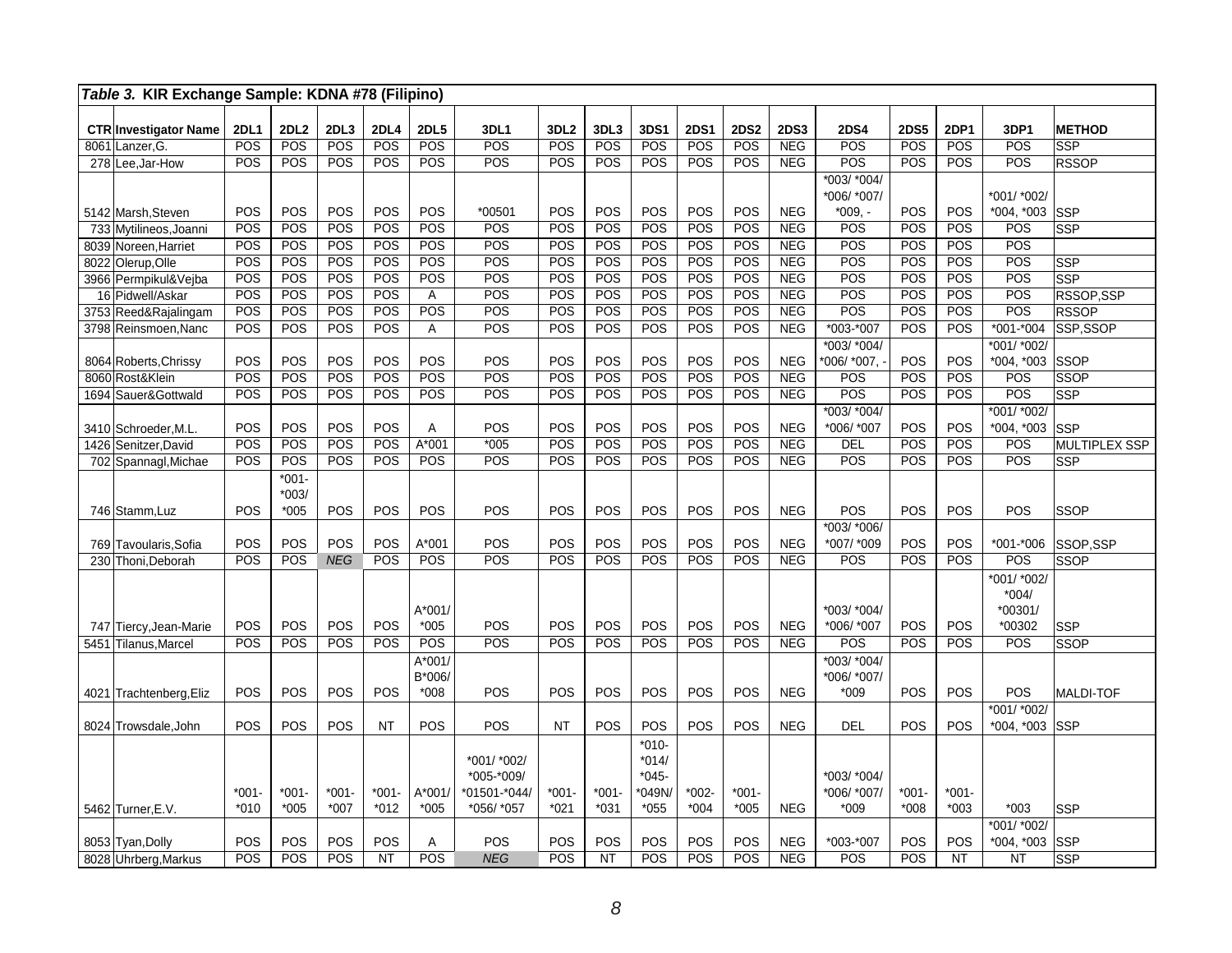*Table 3.* **KIR Exchange Sample: KDNA #78 (Filipino)**

| CTR | Investigator Name | 2DL1 | 2DL2 | 2DL3 | 2DL4 | 2DL5 | 3DL1 | 3DL2 | 3DL3 | 3DS1 | 2DS1 | 2DS2 | 2DS3 | 2DS4 | 2DS5 | 2DP1 | 3DP1 | METHOD |
|---|---|---|---|---|---|---|---|---|---|---|---|---|---|---|---|---|---|---|
| 8061 | Lanzer,G. | POS | POS | POS | POS | POS | POS | POS | POS | POS | POS | POS | NEG | POS | POS | POS | POS | SSP |
| 278 | Lee,Jar-How | POS | POS | POS | POS | POS | POS | POS | POS | POS | POS | POS | NEG | POS | POS | POS | POS | RSSOP |
| 5142 | Marsh,Steven | POS | POS | POS | POS | POS | *00501 | POS | POS | POS | POS | POS | NEG | *003/ *004/ *006/ *007/ *009, - | POS | POS | *001/ *002/ *004, *003 | SSP |
| 733 | Mytilineos,Joanni | POS | POS | POS | POS | POS | POS | POS | POS | POS | POS | POS | NEG | POS | POS | POS | POS | SSP |
| 8039 | Noreen,Harriet | POS | POS | POS | POS | POS | POS | POS | POS | POS | POS | POS | NEG | POS | POS | POS | POS | |
| 8022 | Olerup,Olle | POS | POS | POS | POS | POS | POS | POS | POS | POS | POS | POS | NEG | POS | POS | POS | POS | SSP |
| 3966 | Permpikul&Vejba | POS | POS | POS | POS | POS | POS | POS | POS | POS | POS | POS | NEG | POS | POS | POS | POS | SSP |
| 16 | Pidwell/Askar | POS | POS | POS | POS | A | POS | POS | POS | POS | POS | POS | NEG | POS | POS | POS | POS | RSSOP,SSP |
| 3753 | Reed&Rajalingam | POS | POS | POS | POS | POS | POS | POS | POS | POS | POS | POS | NEG | POS | POS | POS | POS | RSSOP |
| 3798 | Reinsmoen,Nanc | POS | POS | POS | POS | A | POS | POS | POS | POS | POS | POS | NEG | *003-*007 | POS | POS | *001-*004 | SSP,SSOP |
| 8064 | Roberts,Chrissy | POS | POS | POS | POS | POS | POS | POS | POS | POS | POS | POS | NEG | *003/ *004/ *006/ *007, - | POS | POS | *001/ *002/ *004, *003 | SSOP |
| 8060 | Rost&Klein | POS | POS | POS | POS | POS | POS | POS | POS | POS | POS | POS | NEG | POS | POS | POS | POS | SSOP |
| 1694 | Sauer&Gottwald | POS | POS | POS | POS | POS | POS | POS | POS | POS | POS | POS | NEG | POS | POS | POS | POS | SSP |
| 3410 | Schroeder,M.L. | POS | POS | POS | POS | A | POS | POS | POS | POS | POS | POS | NEG | *003/ *004/ *006/ *007 | POS | POS | *001/ *002/ *004, *003 | SSP |
| 1426 | Senitzer,David | POS | POS | POS | POS | A*001 | *005 | POS | POS | POS | POS | POS | NEG | DEL | POS | POS | POS | MULTIPLEX SSP |
| 702 | Spannagl,Michae | POS | POS | POS | POS | POS | POS | POS | POS | POS | POS | POS | NEG | POS | POS | POS | POS | SSP |
| 746 | Stamm,Luz | POS | *001-*003/ *005 | POS | POS | POS | POS | POS | POS | POS | POS | POS | NEG | POS | POS | POS | POS | SSOP |
| 769 | Tavoularis,Sofia | POS | POS | POS | POS | A*001 | POS | POS | POS | POS | POS | POS | NEG | *003/ *006/ *007/ *009 | POS | POS | *001-*006 | SSOP,SSP |
| 230 | Thoni,Deborah | POS | POS | *NEG* | POS | POS | POS | POS | POS | POS | POS | POS | NEG | POS | POS | POS | POS | SSOP |
| 747 | Tiercy,Jean-Marie | POS | POS | POS | POS | A*001/ *005 | POS | POS | POS | POS | POS | POS | NEG | *003/ *004/ *006/ *007 | POS | POS | *001/ *002/ *004/ *00301/ *00302 | SSP |
| 5451 | Tilanus,Marcel | POS | POS | POS | POS | POS | POS | POS | POS | POS | POS | POS | NEG | POS | POS | POS | POS | SSOP |
| 4021 | Trachtenberg,Eliz | POS | POS | POS | POS | A*001/ B*006/ *008 | POS | POS | POS | POS | POS | POS | NEG | *003/ *004/ *006/ *007/ *009 | POS | POS | POS | MALDI-TOF |
| 8024 | Trowsdale,John | POS | POS | POS | NT | POS | POS | NT | POS | POS | POS | POS | NEG | DEL | POS | POS | *001/ *002/ *004, *003 | SSP |
| 5462 | Turner,E.V. | *001-*010 | *001-*005 | *001-*007 | *001-*012 | A*001/ *005 | *001/ *002/ *005-*009/ *01501-*044/ *056/ *057 | *001-*021 | *001-*031 | *010-*014/ *045-*049N/ *055 | *002-*004 | *001-*005 | NEG | *003/ *004/ *006/ *007/ *009 | *001-*008 | *001-*003 | *003 | SSP |
| 8053 | Tyan,Dolly | POS | POS | POS | POS | A | POS | POS | POS | POS | POS | POS | NEG | *003-*007 | POS | POS | *001/ *002/ *004, *003 | SSP |
| 8028 | Uhrberg,Markus | POS | POS | POS | NT | POS | *NEG* | POS | NT | POS | POS | POS | NEG | POS | POS | NT | NT | SSP |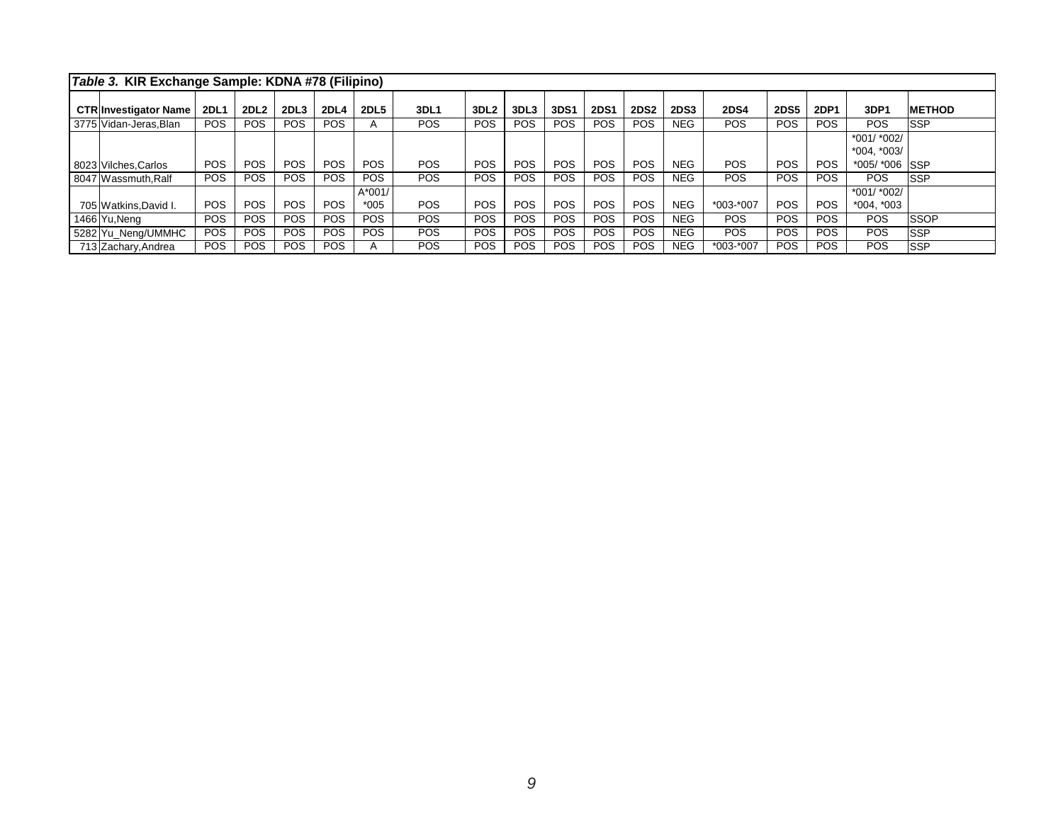| *Table 3.* **KIR Exchange Sample: KDNA #78 (Filipino)** | | | | | | | | | | | | | | | | | | | |
|---|---|---|---|---|---|---|---|---|---|---|---|---|---|---|---|---|---|---|---|
| **CTR** | **Investigator Name** | **2DL1** | **2DL2** | **2DL3** | **2DL4** | **2DL5** | **3DL1** | **3DL2** | **3DL3** | **3DS1** | **2DS1** | **2DS2** | **2DS3** | **2DS4** | **2DS5** | **2DP1** | **3DP1** | **METHOD** |
| 3775 | Vidan-Jeras,Blan | POS | POS | POS | POS | A | POS | POS | POS | POS | POS | POS | NEG | POS | POS | POS | POS | SSP |
| 8023 | Vilches,Carlos | POS | POS | POS | POS | POS | POS | POS | POS | POS | POS | POS | NEG | POS | POS | POS | *001/ *002/ *004, *003/ *005/ *006 | SSP |
| 8047 | Wassmuth,Ralf | POS | POS | POS | POS | POS | POS | POS | POS | POS | POS | POS | NEG | POS | POS | POS | POS | SSP |
| 705 | Watkins,David I. | POS | POS | POS | POS | A*001/ *005 | POS | POS | POS | POS | POS | POS | NEG | *003-*007 | POS | POS | *001/ *002/ *004, *003 | |
| 1466 | Yu,Neng | POS | POS | POS | POS | POS | POS | POS | POS | POS | POS | POS | NEG | POS | POS | POS | POS | SSOP |
| 5282 | Yu_Neng/UMMHC | POS | POS | POS | POS | POS | POS | POS | POS | POS | POS | POS | NEG | POS | POS | POS | POS | SSP |
| 713 | Zachary,Andrea | POS | POS | POS | POS | A | POS | POS | POS | POS | POS | POS | NEG | *003-*007 | POS | POS | POS | SSP |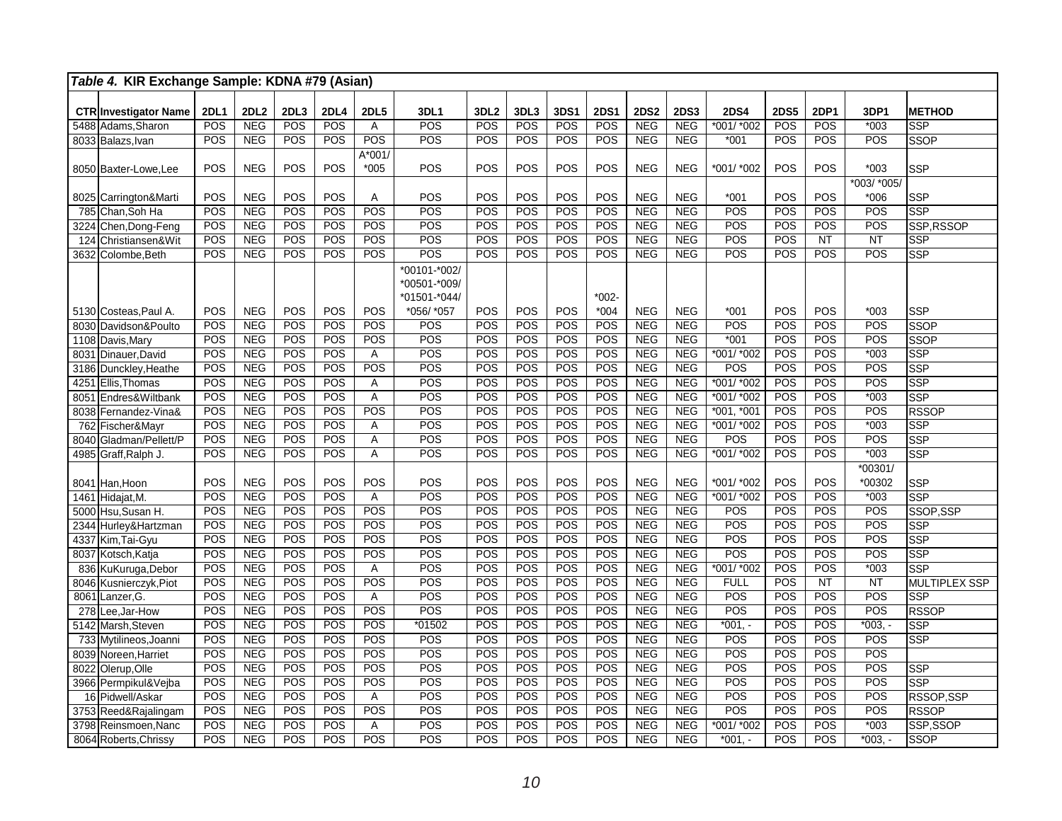| *Table 4.* **KIR Exchange Sample: KDNA #79 (Asian)** | | | | | | | | | | | | | | | | | | | |
|---|---|---|---|---|---|---|---|---|---|---|---|---|---|---|---|---|---|---|---|
| **CTR** | **Investigator Name** | **2DL1** | **2DL2** | **2DL3** | **2DL4** | **2DL5** | **3DL1** | **3DL2** | **3DL3** | **3DS1** | **2DS1** | **2DS2** | **2DS3** | **2DS4** | **2DS5** | **2DP1** | **3DP1** | **METHOD** |
| 5488 | Adams,Sharon | POS | NEG | POS | POS | A | POS | POS | POS | POS | POS | NEG | NEG | *001/ *002 | POS | POS | *003 | SSP |
| 8033 | Balazs,Ivan | POS | NEG | POS | POS | POS | POS | POS | POS | POS | POS | NEG | NEG | *001 | POS | POS | POS | SSOP |
| 8050 | Baxter-Lowe,Lee | POS | NEG | POS | POS | A*001/ *005 | POS | POS | POS | POS | POS | NEG | NEG | *001/ *002 | POS | POS | *003 | SSP |
| 8025 | Carrington&Marti | POS | NEG | POS | POS | A | POS | POS | POS | POS | POS | NEG | NEG | *001 | POS | POS | *003/ *005/ *006 | SSP |
| 785 | Chan,Soh Ha | POS | NEG | POS | POS | POS | POS | POS | POS | POS | POS | NEG | NEG | POS | POS | POS | POS | SSP |
| 3224 | Chen,Dong-Feng | POS | NEG | POS | POS | POS | POS | POS | POS | POS | POS | NEG | NEG | POS | POS | POS | POS | SSP,RSSOP |
| 124 | Christiansen&Wit | POS | NEG | POS | POS | POS | POS | POS | POS | POS | POS | NEG | NEG | POS | POS | NT | NT | SSP |
| 3632 | Colombe,Beth | POS | NEG | POS | POS | POS | POS | POS | POS | POS | POS | NEG | NEG | POS | POS | POS | POS | SSP |
| 5130 | Costeas,Paul A. | POS | NEG | POS | POS | POS | *00101-*002/ *00501-*009/ *01501-*044/ *056/ *057 | POS | POS | POS | *002- *004 | NEG | NEG | *001 | POS | POS | *003 | SSP |
| 8030 | Davidson&Poulto | POS | NEG | POS | POS | POS | POS | POS | POS | POS | POS | NEG | NEG | POS | POS | POS | POS | SSOP |
| 1108 | Davis,Mary | POS | NEG | POS | POS | POS | POS | POS | POS | POS | POS | NEG | NEG | *001 | POS | POS | POS | SSOP |
| 8031 | Dinauer,David | POS | NEG | POS | POS | A | POS | POS | POS | POS | POS | NEG | NEG | *001/ *002 | POS | POS | *003 | SSP |
| 3186 | Dunckley,Heathe | POS | NEG | POS | POS | POS | POS | POS | POS | POS | POS | NEG | NEG | POS | POS | POS | POS | SSP |
| 4251 | Ellis,Thomas | POS | NEG | POS | POS | A | POS | POS | POS | POS | POS | NEG | NEG | *001/ *002 | POS | POS | POS | SSP |
| 8051 | Endres&Wiltbank | POS | NEG | POS | POS | A | POS | POS | POS | POS | POS | NEG | NEG | *001/ *002 | POS | POS | *003 | SSP |
| 8038 | Fernandez-Vina& | POS | NEG | POS | POS | POS | POS | POS | POS | POS | POS | NEG | NEG | *001, *001 | POS | POS | POS | RSSOP |
| 762 | Fischer&Mayr | POS | NEG | POS | POS | A | POS | POS | POS | POS | POS | NEG | NEG | *001/ *002 | POS | POS | *003 | SSP |
| 8040 | Gladman/Pellett/P | POS | NEG | POS | POS | A | POS | POS | POS | POS | POS | NEG | NEG | POS | POS | POS | POS | SSP |
| 4985 | Graff,Ralph J. | POS | NEG | POS | POS | A | POS | POS | POS | POS | POS | NEG | NEG | *001/ *002 | POS | POS | *003 | SSP |
| 8041 | Han,Hoon | POS | NEG | POS | POS | POS | POS | POS | POS | POS | POS | NEG | NEG | *001/ *002 | POS | POS | *00301/ *00302 | SSP |
| 1461 | Hidajat,M. | POS | NEG | POS | POS | A | POS | POS | POS | POS | POS | NEG | NEG | *001/ *002 | POS | POS | *003 | SSP |
| 5000 | Hsu,Susan H. | POS | NEG | POS | POS | POS | POS | POS | POS | POS | POS | NEG | NEG | POS | POS | POS | POS | SSOP,SSP |
| 2344 | Hurley&Hartzman | POS | NEG | POS | POS | POS | POS | POS | POS | POS | POS | NEG | NEG | POS | POS | POS | POS | SSP |
| 4337 | Kim,Tai-Gyu | POS | NEG | POS | POS | POS | POS | POS | POS | POS | POS | NEG | NEG | POS | POS | POS | POS | SSP |
| 8037 | Kotsch,Katja | POS | NEG | POS | POS | POS | POS | POS | POS | POS | POS | NEG | NEG | POS | POS | POS | POS | SSP |
| 836 | KuKuruga,Debor | POS | NEG | POS | POS | A | POS | POS | POS | POS | POS | NEG | NEG | *001/ *002 | POS | POS | *003 | SSP |
| 8046 | Kusnierczyk,Piot | POS | NEG | POS | POS | POS | POS | POS | POS | POS | POS | NEG | NEG | FULL | POS | NT | NT | MULTIPLEX SSP |
| 8061 | Lanzer,G. | POS | NEG | POS | POS | A | POS | POS | POS | POS | POS | NEG | NEG | POS | POS | POS | POS | SSP |
| 278 | Lee,Jar-How | POS | NEG | POS | POS | POS | POS | POS | POS | POS | POS | NEG | NEG | POS | POS | POS | POS | RSSOP |
| 5142 | Marsh,Steven | POS | NEG | POS | POS | POS | *01502 | POS | POS | POS | POS | NEG | NEG | *001, - | POS | POS | *003, - | SSP |
| 733 | Mytilineos,Joanni | POS | NEG | POS | POS | POS | POS | POS | POS | POS | POS | NEG | NEG | POS | POS | POS | POS | SSP |
| 8039 | Noreen,Harriet | POS | NEG | POS | POS | POS | POS | POS | POS | POS | POS | NEG | NEG | POS | POS | POS | POS | |
| 8022 | Olerup,Olle | POS | NEG | POS | POS | POS | POS | POS | POS | POS | POS | NEG | NEG | POS | POS | POS | POS | SSP |
| 3966 | Permpikul&Vejba | POS | NEG | POS | POS | POS | POS | POS | POS | POS | POS | NEG | NEG | POS | POS | POS | POS | SSP |
| 16 | Pidwell/Askar | POS | NEG | POS | POS | A | POS | POS | POS | POS | POS | NEG | NEG | POS | POS | POS | POS | RSSOP,SSP |
| 3753 | Reed&Rajalingam | POS | NEG | POS | POS | POS | POS | POS | POS | POS | POS | NEG | NEG | POS | POS | POS | POS | RSSOP |
| 3798 | Reinsmoen,Nanc | POS | NEG | POS | POS | A | POS | POS | POS | POS | POS | NEG | NEG | *001/ *002 | POS | POS | *003 | SSP,SSOP |
| 8064 | Roberts,Chrissy | POS | NEG | POS | POS | POS | POS | POS | POS | POS | POS | NEG | NEG | *001, - | POS | POS | *003, - | SSOP |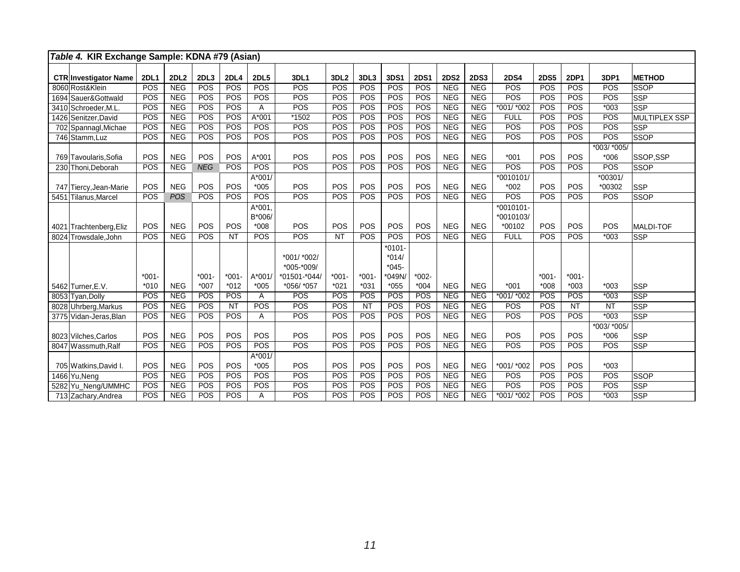*Table 4.* **KIR Exchange Sample: KDNA #79 (Asian)**

| CTR | Investigator Name | 2DL1 | 2DL2 | 2DL3 | 2DL4 | 2DL5 | 3DL1 | 3DL2 | 3DL3 | 3DS1 | 2DS1 | 2DS2 | 2DS3 | 2DS4 | 2DS5 | 2DP1 | 3DP1 | METHOD |
|---|---|---|---|---|---|---|---|---|---|---|---|---|---|---|---|---|---|---|
| 8060 | Rost&Klein | POS | NEG | POS | POS | POS | POS | POS | POS | POS | POS | NEG | NEG | POS | POS | POS | POS | SSOP |
| 1694 | Sauer&Gottwald | POS | NEG | POS | POS | POS | POS | POS | POS | POS | POS | NEG | NEG | POS | POS | POS | POS | SSP |
| 3410 | Schroeder,M.L. | POS | NEG | POS | POS | A | POS | POS | POS | POS | POS | NEG | NEG | *001/ *002 | POS | POS | *003 | SSP |
| 1426 | Senitzer,David | POS | NEG | POS | POS | A*001 | *1502 | POS | POS | POS | POS | NEG | NEG | FULL | POS | POS | POS | MULTIPLEX SSP |
| 702 | Spannagl,Michae | POS | NEG | POS | POS | POS | POS | POS | POS | POS | POS | NEG | NEG | POS | POS | POS | POS | SSP |
| 746 | Stamm,Luz | POS | NEG | POS | POS | POS | POS | POS | POS | POS | POS | NEG | NEG | POS | POS | POS | POS | SSOP |
| 769 | Tavoularis,Sofia | POS | NEG | POS | POS | A*001 | POS | POS | POS | POS | POS | NEG | NEG | *001 | POS | POS | *003/ *005/ *006 | SSOP,SSP |
| 230 | Thoni,Deborah | POS | NEG | *NEG* | POS | POS | POS | POS | POS | POS | POS | NEG | NEG | POS | POS | POS | POS | SSOP |
| 747 | Tiercy,Jean-Marie | POS | NEG | POS | POS | A*001/ *005 | POS | POS | POS | POS | POS | NEG | NEG | *0010101/ *002 | POS | POS | *00301/ *00302 | SSP |
| 5451 | Tilanus,Marcel | POS | *POS* | POS | POS | POS | POS | POS | POS | POS | POS | NEG | NEG | POS | POS | POS | POS | SSOP |
| 4021 | Trachtenberg,Eliz | POS | NEG | POS | POS | A*001, B*006/ *008 | POS | POS | POS | POS | POS | NEG | NEG | *0010101- *0010103/ *00102 | POS | POS | POS | MALDI-TOF |
| 8024 | Trowsdale,John | POS | NEG | POS | NT | POS | POS | NT | POS | POS | POS | NEG | NEG | FULL | POS | POS | *003 | SSP |
| 5462 | Turner,E.V. | *001- *010 | NEG | *001- *007 | *001- *012 | A*001/ *005 | *001/ *002/ *005-*009/ *01501-*044/ *056/ *057 | *001- *021 | *001- *031 | *0101- *014/ *045- *049N/ *055 | *002- *004 | NEG | NEG | *001 | *001- *008 | *001- *003 | *003 | SSP |
| 8053 | Tyan,Dolly | POS | NEG | POS | POS | A | POS | POS | POS | POS | POS | NEG | NEG | *001/ *002 | POS | POS | *003 | SSP |
| 8028 | Uhrberg,Markus | POS | NEG | POS | NT | POS | POS | POS | NT | POS | POS | NEG | NEG | POS | POS | NT | NT | SSP |
| 3775 | Vidan-Jeras,Blan | POS | NEG | POS | POS | A | POS | POS | POS | POS | POS | NEG | NEG | POS | POS | POS | *003 | SSP |
| 8023 | Vilches,Carlos | POS | NEG | POS | POS | POS | POS | POS | POS | POS | POS | NEG | NEG | POS | POS | POS | *003/ *005/ *006 | SSP |
| 8047 | Wassmuth,Ralf | POS | NEG | POS | POS | POS | POS | POS | POS | POS | POS | NEG | NEG | POS | POS | POS | POS | SSP |
| 705 | Watkins,David I. | POS | NEG | POS | POS | A*001/ *005 | POS | POS | POS | POS | POS | NEG | NEG | *001/ *002 | POS | POS | *003 | |
| 1466 | Yu,Neng | POS | NEG | POS | POS | POS | POS | POS | POS | POS | POS | NEG | NEG | POS | POS | POS | POS | SSOP |
| 5282 | Yu_Neng/UMMHC | POS | NEG | POS | POS | POS | POS | POS | POS | POS | POS | NEG | NEG | POS | POS | POS | POS | SSP |
| 713 | Zachary,Andrea | POS | NEG | POS | POS | A | POS | POS | POS | POS | POS | NEG | NEG | *001/ *002 | POS | POS | *003 | SSP |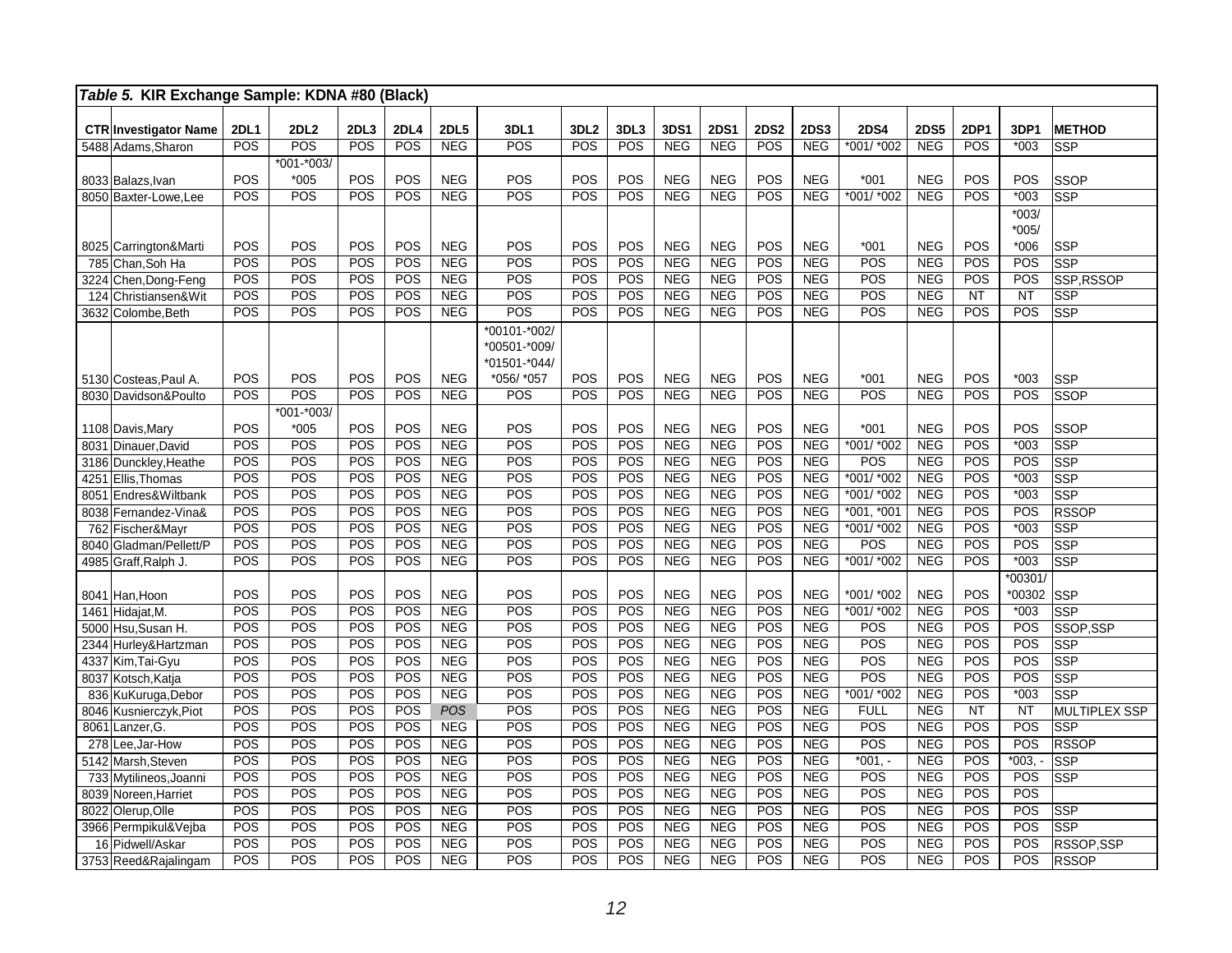*Table 5.* **KIR Exchange Sample: KDNA #80 (Black)**

| CTR | Investigator Name | 2DL1 | 2DL2 | 2DL3 | 2DL4 | 2DL5 | 3DL1 | 3DL2 | 3DL3 | 3DS1 | 2DS1 | 2DS2 | 2DS3 | 2DS4 | 2DS5 | 2DP1 | 3DP1 | METHOD |
|---|---|---|---|---|---|---|---|---|---|---|---|---|---|---|---|---|---|---|
| 5488 | Adams,Sharon | POS | POS | POS | POS | NEG | POS | POS | POS | NEG | NEG | POS | NEG | *001/ *002 | NEG | POS | *003 | SSP |
| 8033 | Balazs,Ivan | POS | *001-*003/ *005 | POS | POS | NEG | POS | POS | POS | NEG | NEG | POS | NEG | *001 | NEG | POS | POS | SSOP |
| 8050 | Baxter-Lowe,Lee | POS | POS | POS | POS | NEG | POS | POS | POS | NEG | NEG | POS | NEG | *001/ *002 | NEG | POS | *003 | SSP |
| 8025 | Carrington&Marti | POS | POS | POS | POS | NEG | POS | POS | POS | NEG | NEG | POS | NEG | *001 | NEG | POS | *003/ *005/ *006 | SSP |
| 785 | Chan,Soh Ha | POS | POS | POS | POS | NEG | POS | POS | POS | NEG | NEG | POS | NEG | POS | NEG | POS | POS | SSP |
| 3224 | Chen,Dong-Feng | POS | POS | POS | POS | NEG | POS | POS | POS | NEG | NEG | POS | NEG | POS | NEG | POS | POS | SSP,RSSOP |
| 124 | Christiansen&Wit | POS | POS | POS | POS | NEG | POS | POS | POS | NEG | NEG | POS | NEG | POS | NEG | NT | NT | SSP |
| 3632 | Colombe,Beth | POS | POS | POS | POS | NEG | POS | POS | POS | NEG | NEG | POS | NEG | POS | NEG | POS | POS | SSP |
| 5130 | Costeas,Paul A. | POS | POS | POS | POS | NEG | *00101-*002/ *00501-*009/ *01501-*044/ *056/ *057 | POS | POS | NEG | NEG | POS | NEG | *001 | NEG | POS | *003 | SSP |
| 8030 | Davidson&Poulto | POS | POS | POS | POS | NEG | POS | POS | POS | NEG | NEG | POS | NEG | POS | NEG | POS | POS | SSOP |
| 1108 | Davis,Mary | POS | *001-*003/ *005 | POS | POS | NEG | POS | POS | POS | NEG | NEG | POS | NEG | *001 | NEG | POS | POS | SSOP |
| 8031 | Dinauer,David | POS | POS | POS | POS | NEG | POS | POS | POS | NEG | NEG | POS | NEG | *001/ *002 | NEG | POS | *003 | SSP |
| 3186 | Dunckley,Heathe | POS | POS | POS | POS | NEG | POS | POS | POS | NEG | NEG | POS | NEG | POS | NEG | POS | POS | SSP |
| 4251 | Ellis,Thomas | POS | POS | POS | POS | NEG | POS | POS | POS | NEG | NEG | POS | NEG | *001/ *002 | NEG | POS | *003 | SSP |
| 8051 | Endres&Wiltbank | POS | POS | POS | POS | NEG | POS | POS | POS | NEG | NEG | POS | NEG | *001/ *002 | NEG | POS | *003 | SSP |
| 8038 | Fernandez-Vina& | POS | POS | POS | POS | NEG | POS | POS | POS | NEG | NEG | POS | NEG | *001, *001 | NEG | POS | POS | RSSOP |
| 762 | Fischer&Mayr | POS | POS | POS | POS | NEG | POS | POS | POS | NEG | NEG | POS | NEG | *001/ *002 | NEG | POS | *003 | SSP |
| 8040 | Gladman/Pellett/P | POS | POS | POS | POS | NEG | POS | POS | POS | NEG | NEG | POS | NEG | POS | NEG | POS | POS | SSP |
| 4985 | Graff,Ralph J. | POS | POS | POS | POS | NEG | POS | POS | POS | NEG | NEG | POS | NEG | *001/ *002 | NEG | POS | *003 | SSP |
| 8041 | Han,Hoon | POS | POS | POS | POS | NEG | POS | POS | POS | NEG | NEG | POS | NEG | *001/ *002 | NEG | POS | *00301/ *00302 | SSP |
| 1461 | Hidajat,M. | POS | POS | POS | POS | NEG | POS | POS | POS | NEG | NEG | POS | NEG | *001/ *002 | NEG | POS | *003 | SSP |
| 5000 | Hsu,Susan H. | POS | POS | POS | POS | NEG | POS | POS | POS | NEG | NEG | POS | NEG | POS | NEG | POS | POS | SSOP,SSP |
| 2344 | Hurley&Hartzman | POS | POS | POS | POS | NEG | POS | POS | POS | NEG | NEG | POS | NEG | POS | NEG | POS | POS | SSP |
| 4337 | Kim,Tai-Gyu | POS | POS | POS | POS | NEG | POS | POS | POS | NEG | NEG | POS | NEG | POS | NEG | POS | POS | SSP |
| 8037 | Kotsch,Katja | POS | POS | POS | POS | NEG | POS | POS | POS | NEG | NEG | POS | NEG | POS | NEG | POS | POS | SSP |
| 836 | KuKuruga,Debor | POS | POS | POS | POS | NEG | POS | POS | POS | NEG | NEG | POS | NEG | *001/ *002 | NEG | POS | *003 | SSP |
| 8046 | Kusnierczyk,Piot | POS | POS | POS | POS | *POS* | POS | POS | POS | NEG | NEG | POS | NEG | FULL | NEG | NT | NT | MULTIPLEX SSP |
| 8061 | Lanzer,G. | POS | POS | POS | POS | NEG | POS | POS | POS | NEG | NEG | POS | NEG | POS | NEG | POS | POS | SSP |
| 278 | Lee,Jar-How | POS | POS | POS | POS | NEG | POS | POS | POS | NEG | NEG | POS | NEG | POS | NEG | POS | POS | RSSOP |
| 5142 | Marsh,Steven | POS | POS | POS | POS | NEG | POS | POS | POS | NEG | NEG | POS | NEG | *001, - | NEG | POS | *003, - | SSP |
| 733 | Mytilineos,Joanni | POS | POS | POS | POS | NEG | POS | POS | POS | NEG | NEG | POS | NEG | POS | NEG | POS | POS | SSP |
| 8039 | Noreen,Harriet | POS | POS | POS | POS | NEG | POS | POS | POS | NEG | NEG | POS | NEG | POS | NEG | POS | POS | |
| 8022 | Olerup,Olle | POS | POS | POS | POS | NEG | POS | POS | POS | NEG | NEG | POS | NEG | POS | NEG | POS | POS | SSP |
| 3966 | Permpikul&Vejba | POS | POS | POS | POS | NEG | POS | POS | POS | NEG | NEG | POS | NEG | POS | NEG | POS | POS | SSP |
| 16 | Pidwell/Askar | POS | POS | POS | POS | NEG | POS | POS | POS | NEG | NEG | POS | NEG | POS | NEG | POS | POS | RSSOP,SSP |
| 3753 | Reed&Rajalingam | POS | POS | POS | POS | NEG | POS | POS | POS | NEG | NEG | POS | NEG | POS | NEG | POS | POS | RSSOP |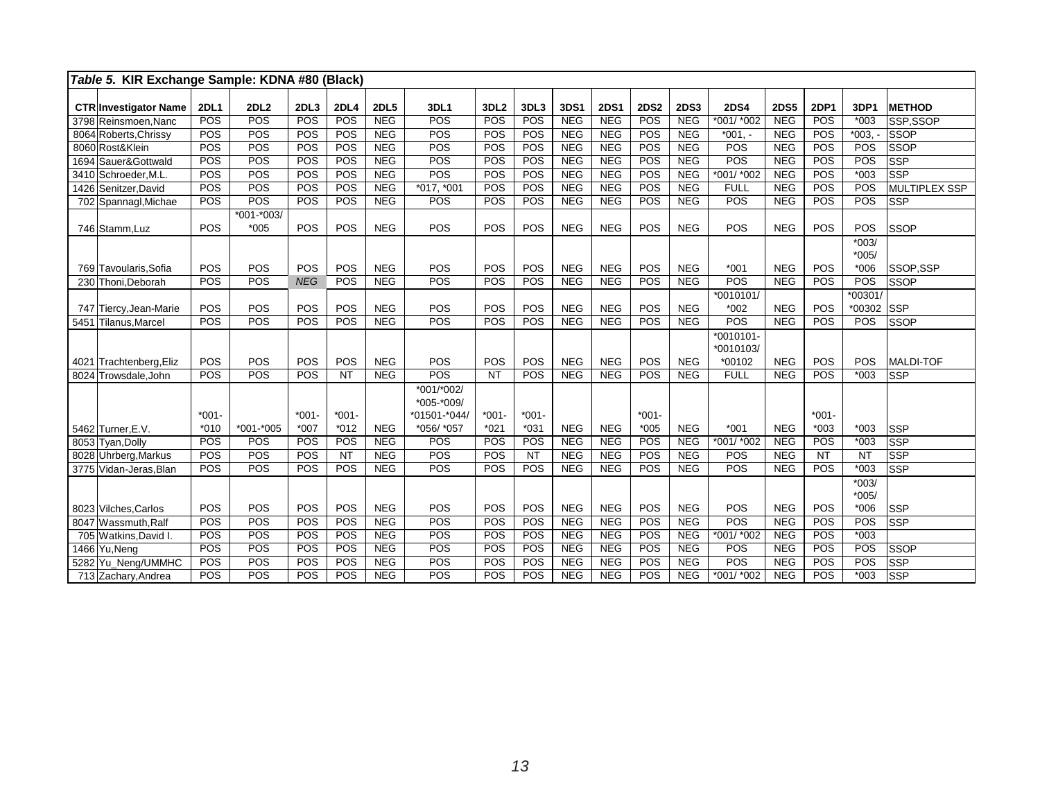*Table 5.* **KIR Exchange Sample: KDNA #80 (Black)**

| CTR | Investigator Name | 2DL1 | 2DL2 | 2DL3 | 2DL4 | 2DL5 | 3DL1 | 3DL2 | 3DL3 | 3DS1 | 2DS1 | 2DS2 | 2DS3 | 2DS4 | 2DS5 | 2DP1 | 3DP1 | METHOD |
|---|---|---|---|---|---|---|---|---|---|---|---|---|---|---|---|---|---|---|
| 3798 | Reinsmoen,Nanc | POS | POS | POS | POS | NEG | POS | POS | POS | NEG | NEG | POS | NEG | *001/ *002 | NEG | POS | *003 | SSP,SSOP |
| 8064 | Roberts,Chrissy | POS | POS | POS | POS | NEG | POS | POS | POS | NEG | NEG | POS | NEG | *001, - | NEG | POS | *003, - | SSOP |
| 8060 | Rost&Klein | POS | POS | POS | POS | NEG | POS | POS | POS | NEG | NEG | POS | NEG | POS | NEG | POS | POS | SSOP |
| 1694 | Sauer&Gottwald | POS | POS | POS | POS | NEG | POS | POS | POS | NEG | NEG | POS | NEG | POS | NEG | POS | POS | SSP |
| 3410 | Schroeder,M.L. | POS | POS | POS | POS | NEG | POS | POS | POS | NEG | NEG | POS | NEG | *001/ *002 | NEG | POS | *003 | SSP |
| 1426 | Senitzer,David | POS | POS | POS | POS | NEG | *017, *001 | POS | POS | NEG | NEG | POS | NEG | FULL | NEG | POS | POS | MULTIPLEX SSP |
| 702 | Spannagl,Michae | POS | POS | POS | POS | NEG | POS | POS | POS | NEG | NEG | POS | NEG | POS | NEG | POS | POS | SSP |
| 746 | Stamm,Luz | POS | *001-*003/ *005 | POS | POS | NEG | POS | POS | POS | NEG | NEG | POS | NEG | POS | NEG | POS | POS | SSOP |
| 769 | Tavoularis,Sofia | POS | POS | POS | POS | NEG | POS | POS | POS | NEG | NEG | POS | NEG | *001 | NEG | POS | *003/ *005/ *006 | SSOP,SSP |
| 230 | Thoni,Deborah | POS | POS | *NEG* | POS | NEG | POS | POS | POS | NEG | NEG | POS | NEG | POS | NEG | POS | POS | SSOP |
| 747 | Tiercy,Jean-Marie | POS | POS | POS | POS | NEG | POS | POS | POS | NEG | NEG | POS | NEG | *0010101/ *002 | NEG | POS | *00301/ *00302 | SSP |
| 5451 | Tilanus,Marcel | POS | POS | POS | POS | NEG | POS | POS | POS | NEG | NEG | POS | NEG | POS | NEG | POS | POS | SSOP |
| 4021 | Trachtenberg,Eliz | POS | POS | POS | POS | NEG | POS | POS | POS | NEG | NEG | POS | NEG | *0010101- *0010103/ *00102 | NEG | POS | POS | MALDI-TOF |
| 8024 | Trowsdale,John | POS | POS | POS | NT | NEG | POS | NT | POS | NEG | NEG | POS | NEG | FULL | NEG | POS | *003 | SSP |
| 5462 | Turner,E.V. | *001- *010 | *001-*005 | *001- *007 | *001- *012 | NEG | *001/*002/ *005-*009/ *01501-*044/ *056/ *057 | *001- *021 | *001- *031 | NEG | NEG | *001- *005 | NEG | *001 | NEG | *001- *003 | *003 | SSP |
| 8053 | Tyan,Dolly | POS | POS | POS | POS | NEG | POS | POS | POS | NEG | NEG | POS | NEG | *001/ *002 | NEG | POS | *003 | SSP |
| 8028 | Uhrberg,Markus | POS | POS | POS | NT | NEG | POS | POS | NT | NEG | NEG | POS | NEG | POS | NEG | NT | NT | SSP |
| 3775 | Vidan-Jeras,Blan | POS | POS | POS | POS | NEG | POS | POS | POS | NEG | NEG | POS | NEG | POS | NEG | POS | *003 | SSP |
| 8023 | Vilches,Carlos | POS | POS | POS | POS | NEG | POS | POS | POS | NEG | NEG | POS | NEG | POS | NEG | POS | *003/ *005/ *006 | SSP |
| 8047 | Wassmuth,Ralf | POS | POS | POS | POS | NEG | POS | POS | POS | NEG | NEG | POS | NEG | POS | NEG | POS | POS | SSP |
| 705 | Watkins,David I. | POS | POS | POS | POS | NEG | POS | POS | POS | NEG | NEG | POS | NEG | *001/ *002 | NEG | POS | *003 | |
| 1466 | Yu,Neng | POS | POS | POS | POS | NEG | POS | POS | POS | NEG | NEG | POS | NEG | POS | NEG | POS | POS | SSOP |
| 5282 | Yu_Neng/UMMHC | POS | POS | POS | POS | NEG | POS | POS | POS | NEG | NEG | POS | NEG | POS | NEG | POS | POS | SSP |
| 713 | Zachary,Andrea | POS | POS | POS | POS | NEG | POS | POS | POS | NEG | NEG | POS | NEG | *001/ *002 | NEG | POS | *003 | SSP |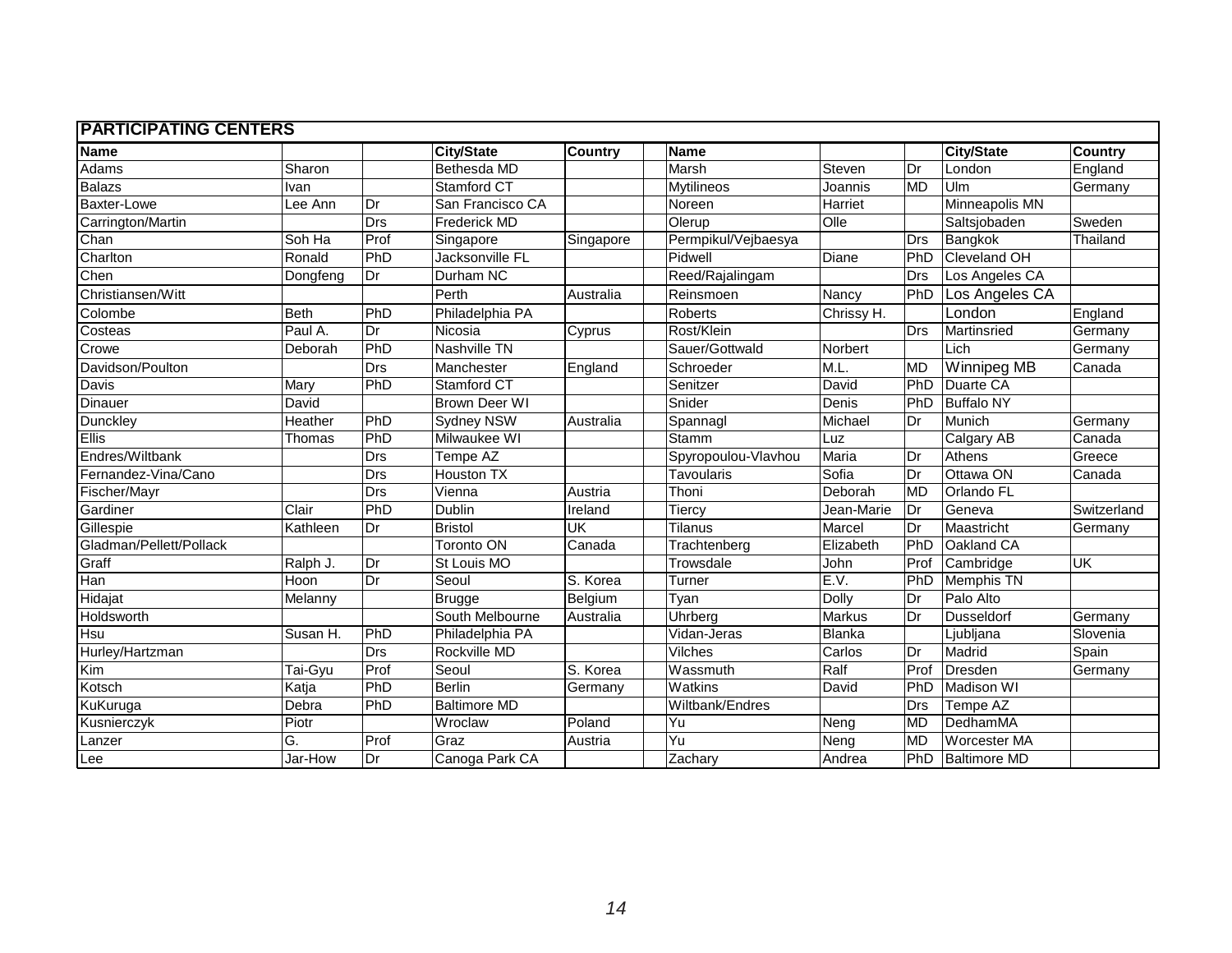**PARTICIPATING CENTERS**

| Name | | | City/State | Country | | Name | | | City/State | Country |
|---|---|---|---|---|---|---|---|---|---|---|
| Adams | Sharon | | Bethesda MD | | | Marsh | Steven | Dr | London | England |
| Balazs | Ivan | | Stamford CT | | | Mytilineos | Joannis | MD | Ulm | Germany |
| Baxter-Lowe | Lee Ann | Dr | San Francisco CA | | | Noreen | Harriet | | Minneapolis MN | |
| Carrington/Martin | | Drs | Frederick MD | | | Olerup | Olle | | Saltsjobaden | Sweden |
| Chan | Soh Ha | Prof | Singapore | Singapore | | Permpikul/Vejbaesya | | Drs | Bangkok | Thailand |
| Charlton | Ronald | PhD | Jacksonville FL | | | Pidwell | Diane | PhD | Cleveland OH | |
| Chen | Dongfeng | Dr | Durham NC | | | Reed/Rajalingam | | Drs | Los Angeles CA | |
| Christiansen/Witt | | | Perth | Australia | | Reinsmoen | Nancy | PhD | Los Angeles CA | |
| Colombe | Beth | PhD | Philadelphia PA | | | Roberts | Chrissy H. | | London | England |
| Costeas | Paul A. | Dr | Nicosia | Cyprus | | Rost/Klein | | Drs | Martinsried | Germany |
| Crowe | Deborah | PhD | Nashville TN | | | Sauer/Gottwald | Norbert | | Lich | Germany |
| Davidson/Poulton | | Drs | Manchester | England | | Schroeder | M.L. | MD | Winnipeg MB | Canada |
| Davis | Mary | PhD | Stamford CT | | | Senitzer | David | PhD | Duarte CA | |
| Dinauer | David | | Brown Deer WI | | | Snider | Denis | PhD | Buffalo NY | |
| Dunckley | Heather | PhD | Sydney NSW | Australia | | Spannagl | Michael | Dr | Munich | Germany |
| Ellis | Thomas | PhD | Milwaukee WI | | | Stamm | Luz | | Calgary AB | Canada |
| Endres/Wiltbank | | Drs | Tempe AZ | | | Spyropoulou-Vlavhou | Maria | Dr | Athens | Greece |
| Fernandez-Vina/Cano | | Drs | Houston TX | | | Tavoularis | Sofia | Dr | Ottawa ON | Canada |
| Fischer/Mayr | | Drs | Vienna | Austria | | Thoni | Deborah | MD | Orlando FL | |
| Gardiner | Clair | PhD | Dublin | Ireland | | Tiercy | Jean-Marie | Dr | Geneva | Switzerland |
| Gillespie | Kathleen | Dr | Bristol | UK | | Tilanus | Marcel | Dr | Maastricht | Germany |
| Gladman/Pellett/Pollack | | | Toronto ON | Canada | | Trachtenberg | Elizabeth | PhD | Oakland CA | |
| Graff | Ralph J. | Dr | St Louis MO | | | Trowsdale | John | Prof | Cambridge | UK |
| Han | Hoon | Dr | Seoul | S. Korea | | Turner | E.V. | PhD | Memphis TN | |
| Hidajat | Melanny | | Brugge | Belgium | | Tyan | Dolly | Dr | Palo Alto | |
| Holdsworth | | | South Melbourne | Australia | | Uhrberg | Markus | Dr | Dusseldorf | Germany |
| Hsu | Susan H. | PhD | Philadelphia PA | | | Vidan-Jeras | Blanka | | Ljubljana | Slovenia |
| Hurley/Hartzman | | Drs | Rockville MD | | | Vilches | Carlos | Dr | Madrid | Spain |
| Kim | Tai-Gyu | Prof | Seoul | S. Korea | | Wassmuth | Ralf | Prof | Dresden | Germany |
| Kotsch | Katja | PhD | Berlin | Germany | | Watkins | David | PhD | Madison WI | |
| KuKuruga | Debra | PhD | Baltimore MD | | | Wiltbank/Endres | | Drs | Tempe AZ | |
| Kusnierczyk | Piotr | | Wroclaw | Poland | | Yu | Neng | MD | DedhamMA | |
| Lanzer | G. | Prof | Graz | Austria | | Yu | Neng | MD | Worcester MA | |
| Lee | Jar-How | Dr | Canoga Park CA | | | Zachary | Andrea | PhD | Baltimore MD | |